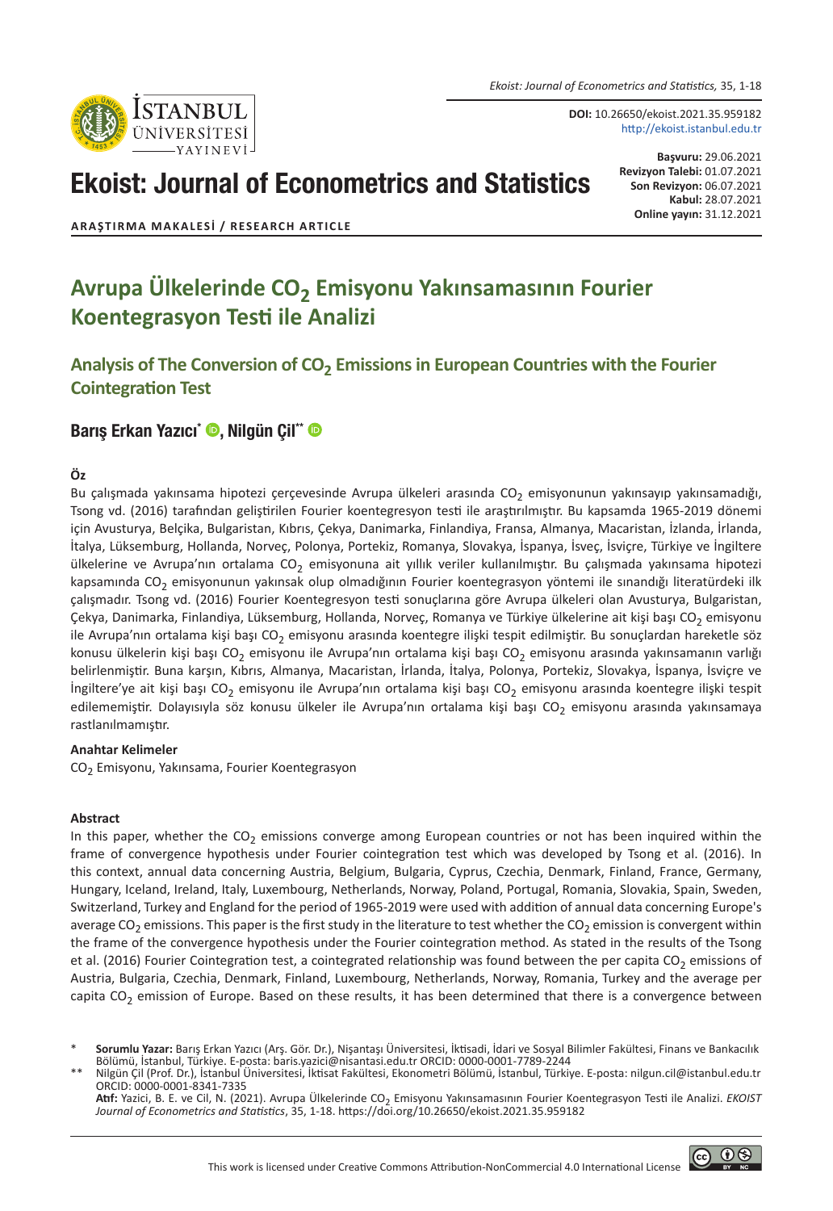DOI: 10.26650/ekoist.2021.35.959182
http://ekoist.istanbul.edu.tr

# Ekoist: Journal of Econometrics and Statistics

**Başvuru:** 29.06.2021
**Revizyon Talebi:** 01.07.2021
**Son Revizyon:** 06.07.2021
**Kabul:** 28.07.2021
**Online yayın:** 31.12.2021

**ARAŞTIRMA MAKALESİ / RESEARCH ARTICLE**

# Avrupa Ülkelerinde $CO_2$ Emisyonu Yakınsamasının Fourier Koentegrasyon Testi ile Analizi

## Analysis of The Conversion of $CO_2$ Emissions in European Countries with the Fourier Cointegration Test

### Barış Erkan Yazıcı[*], Nilgün Çil[**]

**Öz**

Bu çalışmada yakınsama hipotezi çerçevesinde Avrupa ülkeleri arasında $CO_2$ emisyonunun yakınsayıp yakınsamadığı, Tsong vd. (2016) tarafından geliştirilen Fourier koentegresyon testi ile araştırılmıştır. Bu kapsamda 1965-2019 dönemi için Avusturya, Belçika, Bulgaristan, Kıbrıs, Çekya, Danimarka, Finlandiya, Fransa, Almanya, Macaristan, İzlanda, İrlanda, İtalya, Lüksemburg, Hollanda, Norveç, Polonya, Portekiz, Romanya, Slovakya, İspanya, İsveç, İsviçre, Türkiye ve İngiltere ülkelerine ve Avrupa'nın ortalama $CO_2$ emisyonuna ait yıllık veriler kullanılmıştır. Bu çalışmada yakınsama hipotezi kapsamında $CO_2$ emisyonunun yakınsak olup olmadığının Fourier koentegrasyon yöntemi ile sınandığı literatürdeki ilk çalışmadır. Tsong vd. (2016) Fourier Koentegresyon testi sonuçlarına göre Avrupa ülkeleri olan Avusturya, Bulgaristan, Çekya, Danimarka, Finlandiya, Lüksemburg, Hollanda, Norveç, Romanya ve Türkiye ülkelerine ait kişi başı $CO_2$ emisyonu ile Avrupa'nın ortalama kişi başı $CO_2$ emisyonu arasında koentegre ilişki tespit edilmiştir. Bu sonuçlardan hareketle söz konusu ülkelerin kişi başı $CO_2$ emisyonu ile Avrupa'nın ortalama kişi başı $CO_2$ emisyonu arasında yakınsamanın varlığı belirlenmiştir. Buna karşın, Kıbrıs, Almanya, Macaristan, İrlanda, İtalya, Polonya, Portekiz, Slovakya, İspanya, İsviçre ve İngiltere'ye ait kişi başı $CO_2$ emisyonu ile Avrupa'nın ortalama kişi başı $CO_2$ emisyonu arasında koentegre ilişki tespit edilememiştir. Dolayısıyla söz konusu ülkeler ile Avrupa'nın ortalama kişi başı $CO_2$ emisyonu arasında yakınsamaya rastlanılmamıştır.

**Anahtar Kelimeler**

$CO_2$ Emisyonu, Yakınsama, Fourier Koentegrasyon

**Abstract**

In this paper, whether the $CO_2$ emissions converge among European countries or not has been inquired within the frame of convergence hypothesis under Fourier cointegration test which was developed by Tsong et al. (2016). In this context, annual data concerning Austria, Belgium, Bulgaria, Cyprus, Czechia, Denmark, Finland, France, Germany, Hungary, Iceland, Ireland, Italy, Luxembourg, Netherlands, Norway, Poland, Portugal, Romania, Slovakia, Spain, Sweden, Switzerland, Turkey and England for the period of 1965-2019 were used with addition of annual data concerning Europe's average $CO_2$ emissions. This paper is the first study in the literature to test whether the $CO_2$ emission is convergent within the frame of the convergence hypothesis under the Fourier cointegration method. As stated in the results of the Tsong et al. (2016) Fourier Cointegration test, a cointegrated relationship was found between the per capita $CO_2$ emissions of Austria, Bulgaria, Czechia, Denmark, Finland, Luxembourg, Netherlands, Norway, Romania, Turkey and the average per capita $CO_2$ emission of Europe. Based on these results, it has been determined that there is a convergence between

[*] **Sorumlu Yazar:** Barış Erkan Yazıcı (Arş. Gör. Dr.), Nişantaşı Üniversitesi, İktisadi, İdari ve Sosyal Bilimler Fakültesi, Finans ve Bankacılık Bölümü, İstanbul, Türkiye. E-posta: baris.yazici@nisantasi.edu.tr ORCID: 0000-0001-7789-2244

[**] Nilgün Çil (Prof. Dr.), İstanbul Üniversitesi, İktisat Fakültesi, Ekonometri Bölümü, İstanbul, Türkiye. E-posta: nilgun.cil@istanbul.edu.tr ORCID: 0000-0001-8341-7335

**Atıf:** Yazici, B. E. ve Cil, N. (2021). Avrupa Ülkelerinde $CO_2$ Emisyonu Yakınsamasının Fourier Koentegrasyon Testi ile Analizi. *EKOIST Journal of Econometrics and Statistics*, 35, 1-18. https://doi.org/10.26650/ekoist.2021.35.959182

This work is licensed under Creative Commons Attribution-NonCommercial 4.0 International License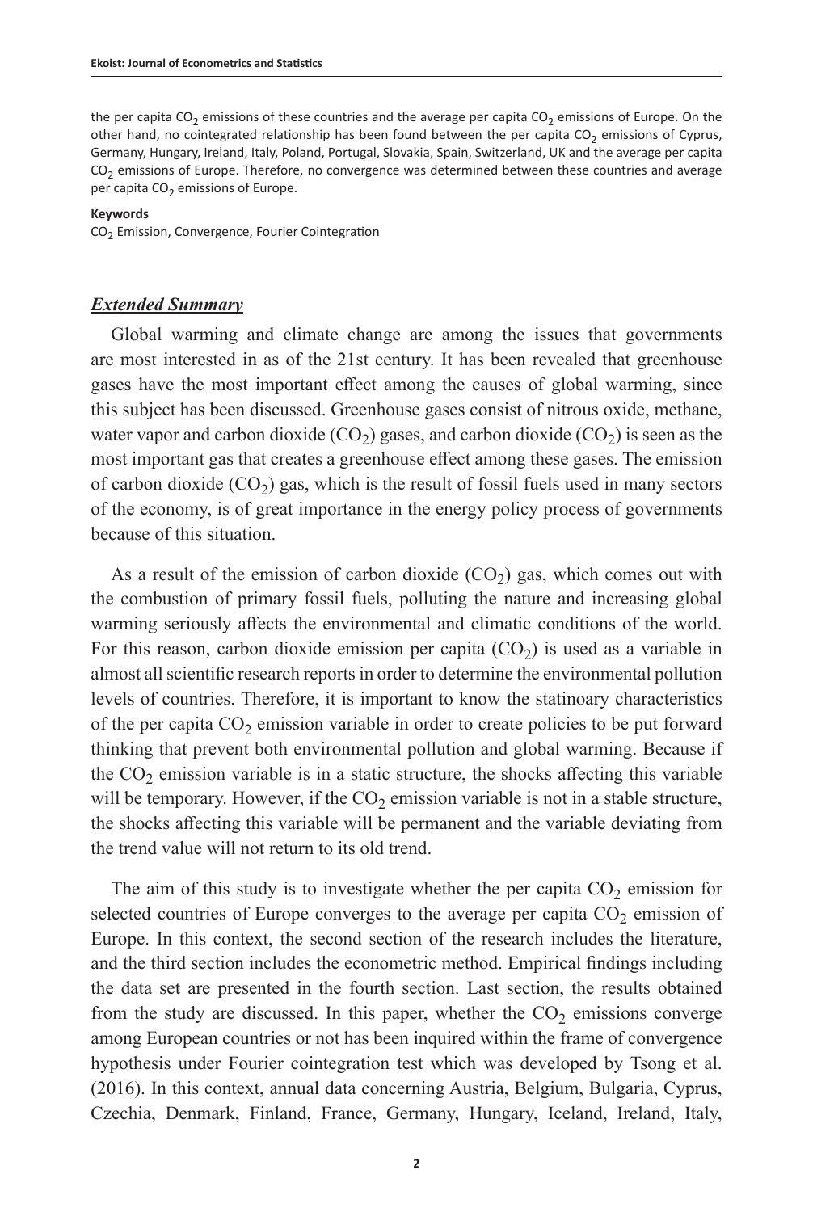the per capita $CO_2$ emissions of these countries and the average per capita $CO_2$ emissions of Europe. On the other hand, no cointegrated relationship has been found between the per capita $CO_2$ emissions of Cyprus, Germany, Hungary, Ireland, Italy, Poland, Portugal, Slovakia, Spain, Switzerland, UK and the average per capita $CO_2$ emissions of Europe. Therefore, no convergence was determined between these countries and average per capita $CO_2$ emissions of Europe.

**Keywords**

$CO_2$ Emission, Convergence, Fourier Cointegration

## ***Extended Summary***

Global warming and climate change are among the issues that governments are most interested in as of the 21st century. It has been revealed that greenhouse gases have the most important effect among the causes of global warming, since this subject has been discussed. Greenhouse gases consist of nitrous oxide, methane, water vapor and carbon dioxide ($CO_2$) gases, and carbon dioxide ($CO_2$) is seen as the most important gas that creates a greenhouse effect among these gases. The emission of carbon dioxide ($CO_2$) gas, which is the result of fossil fuels used in many sectors of the economy, is of great importance in the energy policy process of governments because of this situation.

As a result of the emission of carbon dioxide ($CO_2$) gas, which comes out with the combustion of primary fossil fuels, polluting the nature and increasing global warming seriously affects the environmental and climatic conditions of the world. For this reason, carbon dioxide emission per capita ($CO_2$) is used as a variable in almost all scientific research reports in order to determine the environmental pollution levels of countries. Therefore, it is important to know the statinoary characteristics of the per capita $CO_2$ emission variable in order to create policies to be put forward thinking that prevent both environmental pollution and global warming. Because if the $CO_2$ emission variable is in a static structure, the shocks affecting this variable will be temporary. However, if the $CO_2$ emission variable is not in a stable structure, the shocks affecting this variable will be permanent and the variable deviating from the trend value will not return to its old trend.

The aim of this study is to investigate whether the per capita $CO_2$ emission for selected countries of Europe converges to the average per capita $CO_2$ emission of Europe. In this context, the second section of the research includes the literature, and the third section includes the econometric method. Empirical findings including the data set are presented in the fourth section. Last section, the results obtained from the study are discussed. In this paper, whether the $CO_2$ emissions converge among European countries or not has been inquired within the frame of convergence hypothesis under Fourier cointegration test which was developed by Tsong et al. (2016). In this context, annual data concerning Austria, Belgium, Bulgaria, Cyprus, Czechia, Denmark, Finland, France, Germany, Hungary, Iceland, Ireland, Italy,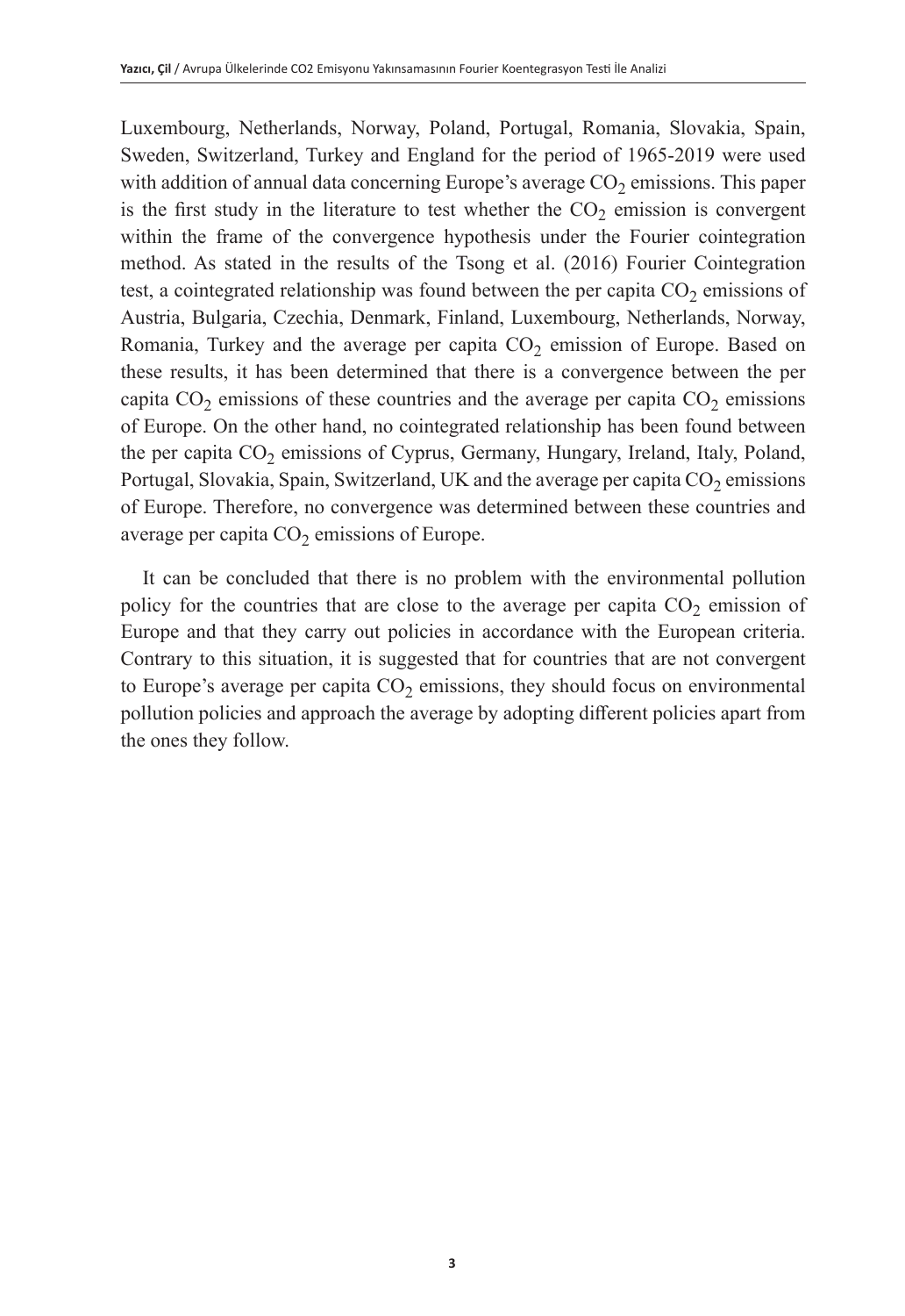Luxembourg, Netherlands, Norway, Poland, Portugal, Romania, Slovakia, Spain, Sweden, Switzerland, Turkey and England for the period of 1965-2019 were used with addition of annual data concerning Europe's average $CO_2$ emissions. This paper is the first study in the literature to test whether the $CO_2$ emission is convergent within the frame of the convergence hypothesis under the Fourier cointegration method. As stated in the results of the Tsong et al. (2016) Fourier Cointegration test, a cointegrated relationship was found between the per capita $CO_2$ emissions of Austria, Bulgaria, Czechia, Denmark, Finland, Luxembourg, Netherlands, Norway, Romania, Turkey and the average per capita $CO_2$ emission of Europe. Based on these results, it has been determined that there is a convergence between the per capita $CO_2$ emissions of these countries and the average per capita $CO_2$ emissions of Europe. On the other hand, no cointegrated relationship has been found between the per capita $CO_2$ emissions of Cyprus, Germany, Hungary, Ireland, Italy, Poland, Portugal, Slovakia, Spain, Switzerland, UK and the average per capita $CO_2$ emissions of Europe. Therefore, no convergence was determined between these countries and average per capita $CO_2$ emissions of Europe.

It can be concluded that there is no problem with the environmental pollution policy for the countries that are close to the average per capita $CO_2$ emission of Europe and that they carry out policies in accordance with the European criteria. Contrary to this situation, it is suggested that for countries that are not convergent to Europe's average per capita $CO_2$ emissions, they should focus on environmental pollution policies and approach the average by adopting different policies apart from the ones they follow.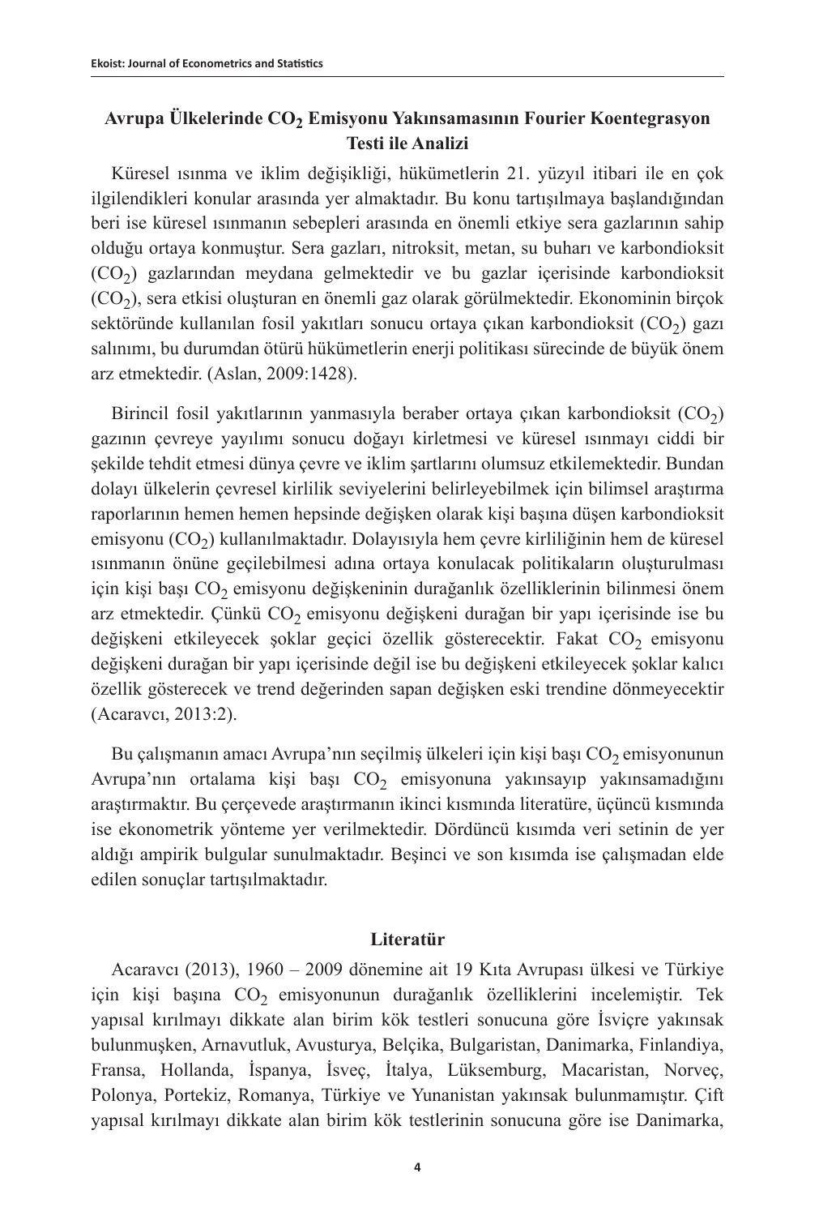# Avrupa Ülkelerinde $CO_2$ Emisyonu Yakınsamasının Fourier Koentegrasyon Testi ile Analizi

Küresel ısınma ve iklim değişikliği, hükümetlerin 21. yüzyıl itibari ile en çok ilgilendikleri konular arasında yer almaktadır. Bu konu tartışılmaya başlandığından beri ise küresel ısınmanın sebepleri arasında en önemli etkiye sera gazlarının sahip olduğu ortaya konmuştur. Sera gazları, nitroksit, metan, su buharı ve karbondioksit ($CO_2$) gazlarından meydana gelmektedir ve bu gazlar içerisinde karbondioksit ($CO_2$), sera etkisi oluşturan en önemli gaz olarak görülmektedir. Ekonominin birçok sektöründe kullanılan fosil yakıtları sonucu ortaya çıkan karbondioksit ($CO_2$) gazı salınımı, bu durumdan ötürü hükümetlerin enerji politikası sürecinde de büyük önem arz etmektedir. (Aslan, 2009:1428).

Birincil fosil yakıtlarının yanmasıyla beraber ortaya çıkan karbondioksit ($CO_2$) gazının çevreye yayılımı sonucu doğayı kirletmesi ve küresel ısınmayı ciddi bir şekilde tehdit etmesi dünya çevre ve iklim şartlarını olumsuz etkilemektedir. Bundan dolayı ülkelerin çevresel kirlilik seviyelerini belirleyebilmek için bilimsel araştırma raporlarının hemen hemen hepsinde değişken olarak kişi başına düşen karbondioksit emisyonu ($CO_2$) kullanılmaktadır. Dolayısıyla hem çevre kirliliğinin hem de küresel ısınmanın önüne geçilebilmesi adına ortaya konulacak politikaların oluşturulması için kişi başı $CO_2$ emisyonu değişkeninin durağanlık özelliklerinin bilinmesi önem arz etmektedir. Çünkü $CO_2$ emisyonu değişkeni durağan bir yapı içerisinde ise bu değişkeni etkileyecek şoklar geçici özellik gösterecektir. Fakat $CO_2$ emisyonu değişkeni durağan bir yapı içerisinde değil ise bu değişkeni etkileyecek şoklar kalıcı özellik gösterecek ve trend değerinden sapan değişken eski trendine dönmeyecektir (Acaravcı, 2013:2).

Bu çalışmanın amacı Avrupa'nın seçilmiş ülkeleri için kişi başı $CO_2$ emisyonunun Avrupa'nın ortalama kişi başı $CO_2$ emisyonuna yakınsayıp yakınsamadığını araştırmaktır. Bu çerçevede araştırmanın ikinci kısmında literatüre, üçüncü kısmında ise ekonometrik yönteme yer verilmektedir. Dördüncü kısımda veri setinin de yer aldığı ampirik bulgular sunulmaktadır. Beşinci ve son kısımda ise çalışmadan elde edilen sonuçlar tartışılmaktadır.

## Literatür

Acaravcı (2013), 1960 – 2009 dönemine ait 19 Kıta Avrupası ülkesi ve Türkiye için kişi başına $CO_2$ emisyonunun durağanlık özelliklerini incelemiştir. Tek yapısal kırılmayı dikkate alan birim kök testleri sonucuna göre İsviçre yakınsak bulunmuşken, Arnavutluk, Avusturya, Belçika, Bulgaristan, Danimarka, Finlandiya, Fransa, Hollanda, İspanya, İsveç, İtalya, Lüksemburg, Macaristan, Norveç, Polonya, Portekiz, Romanya, Türkiye ve Yunanistan yakınsak bulunmamıştır. Çift yapısal kırılmayı dikkate alan birim kök testlerinin sonucuna göre ise Danimarka,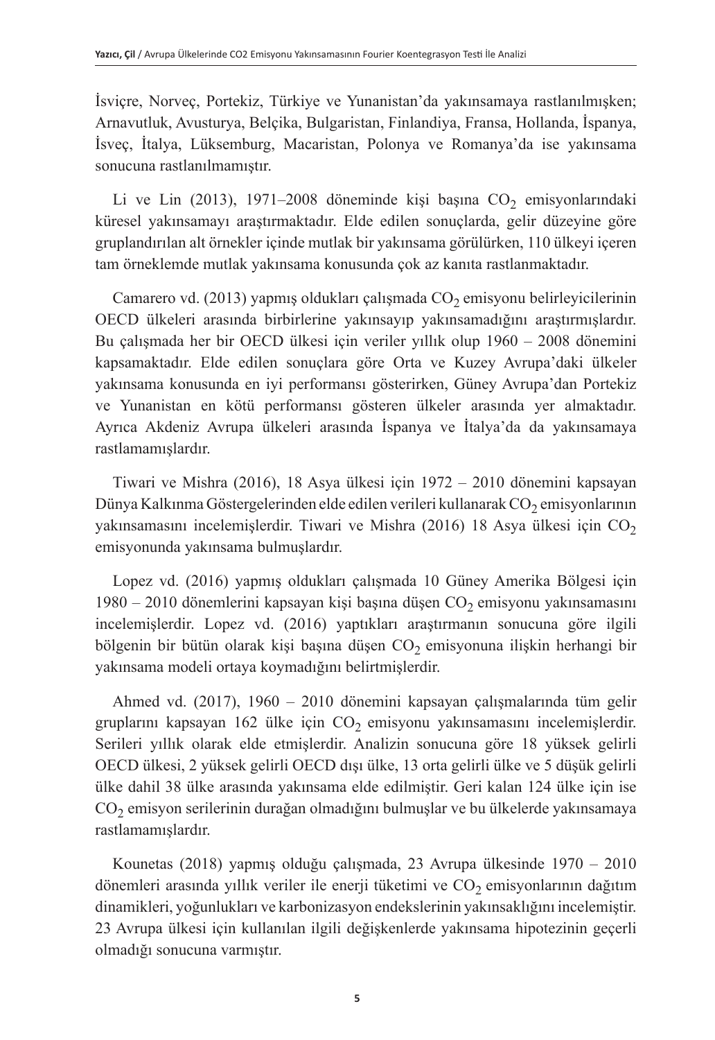İsviçre, Norveç, Portekiz, Türkiye ve Yunanistan'da yakınsamaya rastlanılmışken; Arnavutluk, Avusturya, Belçika, Bulgaristan, Finlandiya, Fransa, Hollanda, İspanya, İsveç, İtalya, Lüksemburg, Macaristan, Polonya ve Romanya'da ise yakınsama sonucuna rastlanılmamıştır.

Li ve Lin (2013), 1971–2008 döneminde kişi başına $CO_2$ emisyonlarındaki küresel yakınsamayı araştırmaktadır. Elde edilen sonuçlarda, gelir düzeyine göre gruplandırılan alt örnekler içinde mutlak bir yakınsama görülürken, 110 ülkeyi içeren tam örneklemde mutlak yakınsama konusunda çok az kanıta rastlanmaktadır.

Camarero vd. (2013) yapmış oldukları çalışmada $CO_2$ emisyonu belirleyicilerinin OECD ülkeleri arasında birbirlerine yakınsayıp yakınsamadığını araştırmışlardır. Bu çalışmada her bir OECD ülkesi için veriler yıllık olup 1960 – 2008 dönemini kapsamaktadır. Elde edilen sonuçlara göre Orta ve Kuzey Avrupa'daki ülkeler yakınsama konusunda en iyi performansı gösterirken, Güney Avrupa'dan Portekiz ve Yunanistan en kötü performansı gösteren ülkeler arasında yer almaktadır. Ayrıca Akdeniz Avrupa ülkeleri arasında İspanya ve İtalya'da da yakınsamaya rastlamamışlardır.

Tiwari ve Mishra (2016), 18 Asya ülkesi için 1972 – 2010 dönemini kapsayan Dünya Kalkınma Göstergelerinden elde edilen verileri kullanarak $CO_2$ emisyonlarının yakınsamasını incelemişlerdir. Tiwari ve Mishra (2016) 18 Asya ülkesi için $CO_2$ emisyonunda yakınsama bulmuşlardır.

Lopez vd. (2016) yapmış oldukları çalışmada 10 Güney Amerika Bölgesi için 1980 – 2010 dönemlerini kapsayan kişi başına düşen $CO_2$ emisyonu yakınsamasını incelemişlerdir. Lopez vd. (2016) yaptıkları araştırmanın sonucuna göre ilgili bölgenin bir bütün olarak kişi başına düşen $CO_2$ emisyonuna ilişkin herhangi bir yakınsama modeli ortaya koymadığını belirtmişlerdir.

Ahmed vd. (2017), 1960 – 2010 dönemini kapsayan çalışmalarında tüm gelir gruplarını kapsayan 162 ülke için $CO_2$ emisyonu yakınsamasını incelemişlerdir. Serileri yıllık olarak elde etmişlerdir. Analizin sonucuna göre 18 yüksek gelirli OECD ülkesi, 2 yüksek gelirli OECD dışı ülke, 13 orta gelirli ülke ve 5 düşük gelirli ülke dahil 38 ülke arasında yakınsama elde edilmiştir. Geri kalan 124 ülke için ise $CO_2$ emisyon serilerinin durağan olmadığını bulmuşlar ve bu ülkelerde yakınsamaya rastlamamışlardır.

Kounetas (2018) yapmış olduğu çalışmada, 23 Avrupa ülkesinde 1970 – 2010 dönemleri arasında yıllık veriler ile enerji tüketimi ve $CO_2$ emisyonlarının dağıtım dinamikleri, yoğunlukları ve karbonizasyon endekslerinin yakınsaklığını incelemiştir. 23 Avrupa ülkesi için kullanılan ilgili değişkenlerde yakınsama hipotezinin geçerli olmadığı sonucuna varmıştır.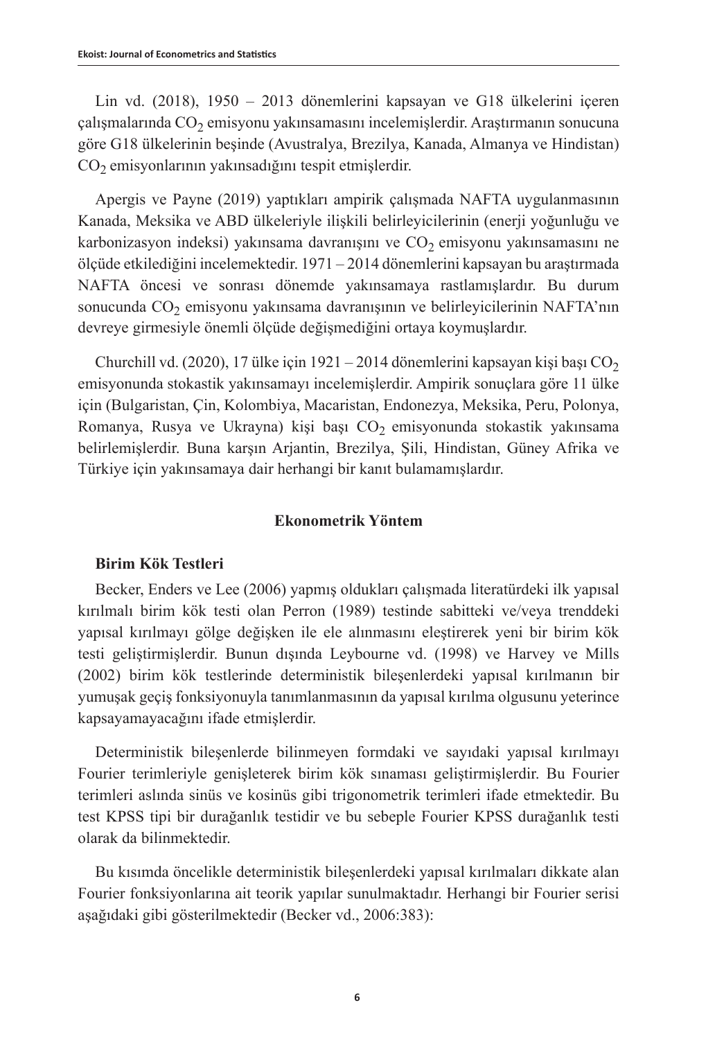Lin vd. (2018), 1950 – 2013 dönemlerini kapsayan ve G18 ülkelerini içeren çalışmalarında $CO_2$ emisyonu yakınsamasını incelemişlerdir. Araştırmanın sonucuna göre G18 ülkelerinin beşinde (Avustralya, Brezilya, Kanada, Almanya ve Hindistan) $CO_2$ emisyonlarının yakınsadığını tespit etmişlerdir.

Apergis ve Payne (2019) yaptıkları ampirik çalışmada NAFTA uygulanmasının Kanada, Meksika ve ABD ülkeleriyle ilişkili belirleyicilerinin (enerji yoğunluğu ve karbonizasyon indeksi) yakınsama davranışını ve $CO_2$ emisyonu yakınsamasını ne ölçüde etkilediğini incelemektedir. 1971 – 2014 dönemlerini kapsayan bu araştırmada NAFTA öncesi ve sonrası dönemde yakınsamaya rastlamışlardır. Bu durum sonucunda $CO_2$ emisyonu yakınsama davranışının ve belirleyicilerinin NAFTA'nın devreye girmesiyle önemli ölçüde değişmediğini ortaya koymuşlardır.

Churchill vd. (2020), 17 ülke için 1921 – 2014 dönemlerini kapsayan kişi başı $CO_2$ emisyonunda stokastik yakınsamayı incelemişlerdir. Ampirik sonuçlara göre 11 ülke için (Bulgaristan, Çin, Kolombiya, Macaristan, Endonezya, Meksika, Peru, Polonya, Romanya, Rusya ve Ukrayna) kişi başı $CO_2$ emisyonunda stokastik yakınsama belirlemişlerdir. Buna karşın Arjantin, Brezilya, Şili, Hindistan, Güney Afrika ve Türkiye için yakınsamaya dair herhangi bir kanıt bulamamışlardır.

## Ekonometrik Yöntem

### Birim Kök Testleri

Becker, Enders ve Lee (2006) yapmış oldukları çalışmada literatürdeki ilk yapısal kırılmalı birim kök testi olan Perron (1989) testinde sabitteki ve/veya trenddeki yapısal kırılmayı gölge değişken ile ele alınmasını eleştirerek yeni bir birim kök testi geliştirmişlerdir. Bunun dışında Leybourne vd. (1998) ve Harvey ve Mills (2002) birim kök testlerinde deterministik bileşenlerdeki yapısal kırılmanın bir yumuşak geçiş fonksiyonuyla tanımlanmasının da yapısal kırılma olgusunu yeterince kapsayamayacağını ifade etmişlerdir.

Deterministik bileşenlerde bilinmeyen formdaki ve sayıdaki yapısal kırılmayı Fourier terimleriyle genişleterek birim kök sınaması geliştirmişlerdir. Bu Fourier terimleri aslında sinüs ve kosinüs gibi trigonometrik terimleri ifade etmektedir. Bu test KPSS tipi bir durağanlık testidir ve bu sebeple Fourier KPSS durağanlık testi olarak da bilinmektedir.

Bu kısımda öncelikle deterministik bileşenlerdeki yapısal kırılmaları dikkate alan Fourier fonksiyonlarına ait teorik yapılar sunulmaktadır. Herhangi bir Fourier serisi aşağıdaki gibi gösterilmektedir (Becker vd., 2006:383):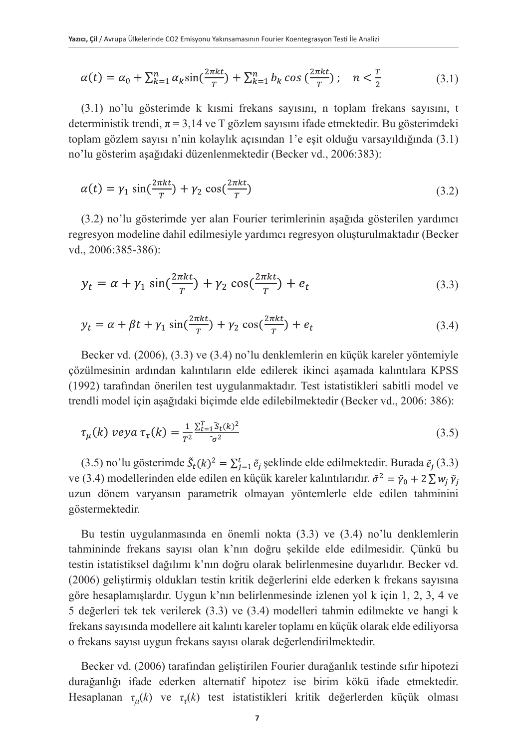$$\alpha(t) = \alpha_0 + \sum_{k=1}^{n} \alpha_k \sin(\frac{2\pi kt}{T}) + \sum_{k=1}^{n} b_k \cos(\frac{2\pi kt}{T}); \quad n < \frac{T}{2} \tag{3.1}$$

(3.1) no'lu gösterimde k kısmi frekans sayısını, n toplam frekans sayısını, t deterministik trendi, π = 3,14 ve T gözlem sayısını ifade etmektedir. Bu gösterimdeki toplam gözlem sayısı n'nin kolaylık açısından 1'e eşit olduğu varsayıldığında (3.1) no'lu gösterim aşağıdaki düzenlenmektedir (Becker vd., 2006:383):

$$\alpha(t) = \gamma_1 \sin(\frac{2\pi kt}{T}) + \gamma_2 \cos(\frac{2\pi kt}{T}) \tag{3.2}$$

(3.2) no'lu gösterimde yer alan Fourier terimlerinin aşağıda gösterilen yardımcı regresyon modeline dahil edilmesiyle yardımcı regresyon oluşturulmaktadır (Becker vd., 2006:385-386):

$$y_t = \alpha + \gamma_1 \sin(\frac{2\pi kt}{T}) + \gamma_2 \cos(\frac{2\pi kt}{T}) + e_t \tag{3.3}$$

$$y_t = \alpha + \beta t + \gamma_1 \sin(\frac{2\pi kt}{T}) + \gamma_2 \cos(\frac{2\pi kt}{T}) + e_t \tag{3.4}$$

Becker vd. (2006), (3.3) ve (3.4) no'lu denklemlerin en küçük kareler yöntemiyle çözülmesinin ardından kalıntıların elde edilerek ikinci aşamada kalıntılara KPSS (1992) tarafından önerilen test uygulanmaktadır. Test istatistikleri sabitli model ve trendli model için aşağıdaki biçimde elde edilebilmektedir (Becker vd., 2006: 386):

$$\tau_\mu(k) \ veya \ \tau_\tau(k) = \frac{1}{T^2} \frac{\sum_{t=1}^{T} \tilde{S}_t(k)^2}{\tilde{\sigma}^2} \tag{3.5}$$

(3.5) no'lu gösterimde $\tilde{S}_t(k)^2 = \sum_{j=1}^{t} \tilde{e}_j$ şeklinde elde edilmektedir. Burada $\tilde{e}_j$ (3.3) ve (3.4) modellerinden elde edilen en küçük kareler kalıntılarıdır. $\tilde{\sigma}^2 = \tilde{\gamma}_0 + 2\sum w_j \tilde{\gamma}_j$ uzun dönem varyansın parametrik olmayan yöntemlerle elde edilen tahminini göstermektedir.

Bu testin uygulanmasında en önemli nokta (3.3) ve (3.4) no'lu denklemlerin tahmininde frekans sayısı olan k'nın doğru şekilde elde edilmesidir. Çünkü bu testin istatistiksel dağılımı k'nın doğru olarak belirlenmesine duyarlıdır. Becker vd. (2006) geliştirmiş oldukları testin kritik değerlerini elde ederken k frekans sayısına göre hesaplamışlardır. Uygun k'nın belirlenmesinde izlenen yol k için 1, 2, 3, 4 ve 5 değerleri tek tek verilerek (3.3) ve (3.4) modelleri tahmin edilmekte ve hangi k frekans sayısında modellere ait kalıntı kareler toplamı en küçük olarak elde ediliyorsa o frekans sayısı uygun frekans sayısı olarak değerlendirilmektedir.

Becker vd. (2006) tarafından geliştirilen Fourier durağanlık testinde sıfır hipotezi durağanlığı ifade ederken alternatif hipotez ise birim kökü ifade etmektedir. Hesaplanan $\tau_\mu(k)$ ve $\tau_\tau(k)$ test istatistikleri kritik değerlerden küçük olması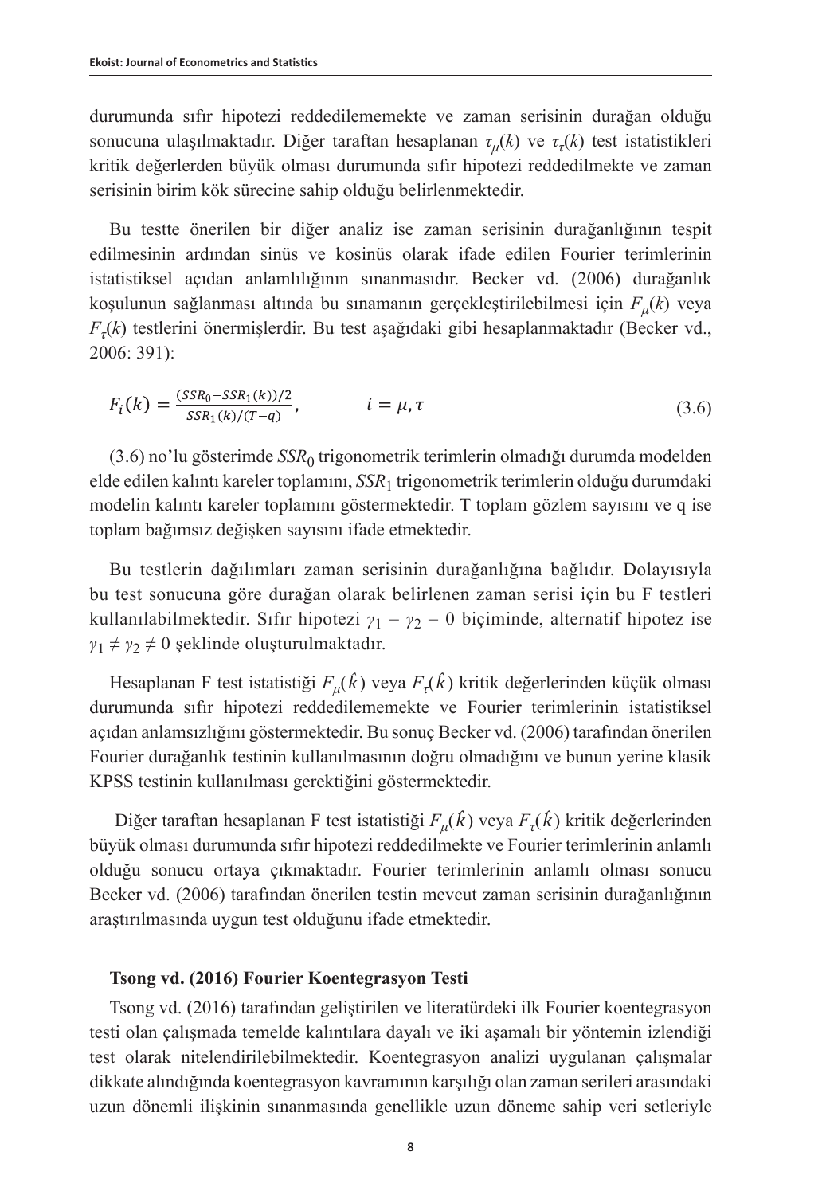durumunda sıfır hipotezi reddedilememekte ve zaman serisinin durağan olduğu sonucuna ulaşılmaktadır. Diğer taraftan hesaplanan $\tau_\mu(k)$ ve $\tau_\tau(k)$ test istatistikleri kritik değerlerden büyük olması durumunda sıfır hipotezi reddedilmekte ve zaman serisinin birim kök sürecine sahip olduğu belirlenmektedir.

Bu testte önerilen bir diğer analiz ise zaman serisinin durağanlığının tespit edilmesinin ardından sinüs ve kosinüs olarak ifade edilen Fourier terimlerinin istatistiksel açıdan anlamlılığının sınanmasıdır. Becker vd. (2006) durağanlık koşulunun sağlanması altında bu sınamanın gerçekleştirilebilmesi için $F_\mu(k)$ veya $F_\tau(k)$ testlerini önermişlerdir. Bu test aşağıdaki gibi hesaplanmaktadır (Becker vd., 2006: 391):

$$F_i(k) = \frac{(SSR_0 - SSR_1(k))/2}{SSR_1(k)/(T-q)}, \qquad i = \mu, \tau \tag{3.6}$$

(3.6) no'lu gösterimde $SSR_0$ trigonometrik terimlerin olmadığı durumda modelden elde edilen kalıntı kareler toplamını, $SSR_1$ trigonometrik terimlerin olduğu durumdaki modelin kalıntı kareler toplamını göstermektedir. T toplam gözlem sayısını ve q ise toplam bağımsız değişken sayısını ifade etmektedir.

Bu testlerin dağılımları zaman serisinin durağanlığına bağlıdır. Dolayısıyla bu test sonucuna göre durağan olarak belirlenen zaman serisi için bu F testleri kullanılabilmektedir. Sıfır hipotezi $\gamma_1 = \gamma_2 = 0$ biçiminde, alternatif hipotez ise $\gamma_1 \neq \gamma_2 \neq 0$ şeklinde oluşturulmaktadır.

Hesaplanan F test istatistiği $F_\mu(\hat{k})$ veya $F_\tau(\hat{k})$ kritik değerlerinden küçük olması durumunda sıfır hipotezi reddedilememekte ve Fourier terimlerinin istatistiksel açıdan anlamsızlığını göstermektedir. Bu sonuç Becker vd. (2006) tarafından önerilen Fourier durağanlık testinin kullanılmasının doğru olmadığını ve bunun yerine klasik KPSS testinin kullanılması gerektiğini göstermektedir.

Diğer taraftan hesaplanan F test istatistiği $F_\mu(\hat{k})$ veya $F_\tau(\hat{k})$ kritik değerlerinden büyük olması durumunda sıfır hipotezi reddedilmekte ve Fourier terimlerinin anlamlı olduğu sonucu ortaya çıkmaktadır. Fourier terimlerinin anlamlı olması sonucu Becker vd. (2006) tarafından önerilen testin mevcut zaman serisinin durağanlığının araştırılmasında uygun test olduğunu ifade etmektedir.

**Tsong vd. (2016) Fourier Koentegrasyon Testi**

Tsong vd. (2016) tarafından geliştirilen ve literatürdeki ilk Fourier koentegrasyon testi olan çalışmada temelde kalıntılara dayalı ve iki aşamalı bir yöntemin izlendiği test olarak nitelendirilebilmektedir. Koentegrasyon analizi uygulanan çalışmalar dikkate alındığında koentegrasyon kavramının karşılığı olan zaman serileri arasındaki uzun dönemli ilişkinin sınanmasında genellikle uzun döneme sahip veri setleriyle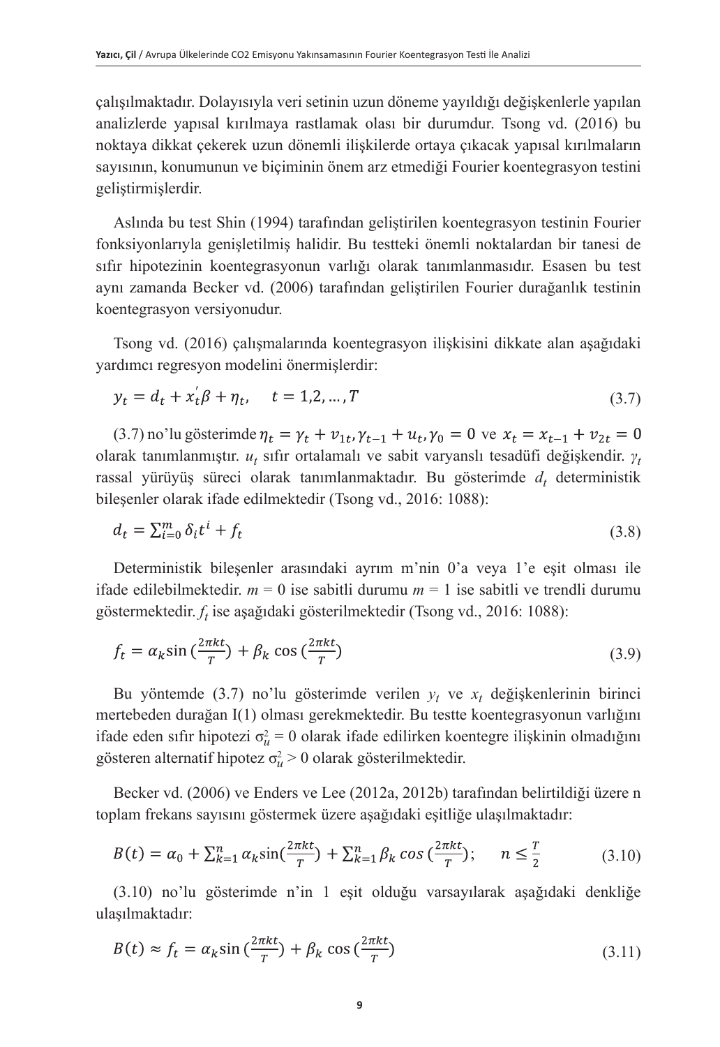çalışılmaktadır. Dolayısıyla veri setinin uzun döneme yayıldığı değişkenlerle yapılan analizlerde yapısal kırılmaya rastlamak olası bir durumdur. Tsong vd. (2016) bu noktaya dikkat çekerek uzun dönemli ilişkilerde ortaya çıkacak yapısal kırılmaların sayısının, konumunun ve biçiminin önem arz etmediği Fourier koentegrasyon testini geliştirmişlerdir.

Aslında bu test Shin (1994) tarafından geliştirilen koentegrasyon testinin Fourier fonksiyonlarıyla genişletilmiş halidir. Bu testteki önemli noktalardan bir tanesi de sıfır hipotezinin koentegrasyonun varlığı olarak tanımlanmasıdır. Esasen bu test aynı zamanda Becker vd. (2006) tarafından geliştirilen Fourier durağanlık testinin koentegrasyon versiyonudur.

Tsong vd. (2016) çalışmalarında koentegrasyon ilişkisini dikkate alan aşağıdaki yardımcı regresyon modelini önermişlerdir:

$$y_t = d_t + x_t^{'}\beta + \eta_t, \quad t = 1,2,\ldots,T \tag{3.7}$$

(3.7) no'lu gösterimde $\eta_t = \gamma_t + v_{1t}, \gamma_{t-1} + u_t, \gamma_0 = 0$ ve $x_t = x_{t-1} + v_{2t} = 0$ olarak tanımlanmıştır. $u_t$ sıfır ortalamalı ve sabit varyanslı tesadüfi değişkendir. $\gamma_t$ rassal yürüyüş süreci olarak tanımlanmaktadır. Bu gösterimde $d_t$ deterministik bileşenler olarak ifade edilmektedir (Tsong vd., 2016: 1088):

$$d_t = \sum_{i=0}^{m} \delta_i t^i + f_t \tag{3.8}$$

Deterministik bileşenler arasındaki ayrım m'nin 0'a veya 1'e eşit olması ile ifade edilebilmektedir. $m = 0$ ise sabitli durumu $m = 1$ ise sabitli ve trendli durumu göstermektedir. $f_t$ ise aşağıdaki gösterilmektedir (Tsong vd., 2016: 1088):

$$f_t = \alpha_k \sin\left(\frac{2\pi kt}{T}\right) + \beta_k \cos\left(\frac{2\pi kt}{T}\right) \tag{3.9}$$

Bu yöntemde (3.7) no'lu gösterimde verilen $y_t$ ve $x_t$ değişkenlerinin birinci mertebeden durağan I(1) olması gerekmektedir. Bu testte koentegrasyonun varlığını ifade eden sıfır hipotezi $\sigma_u^2 = 0$ olarak ifade edilirken koentegre ilişkinin olmadığını gösteren alternatif hipotez $\sigma_u^2 > 0$ olarak gösterilmektedir.

Becker vd. (2006) ve Enders ve Lee (2012a, 2012b) tarafından belirtildiği üzere n toplam frekans sayısını göstermek üzere aşağıdaki eşitliğe ulaşılmaktadır:

$$B(t) = \alpha_0 + \sum_{k=1}^{n} \alpha_k \sin\left(\frac{2\pi kt}{T}\right) + \sum_{k=1}^{n} \beta_k \cos\left(\frac{2\pi kt}{T}\right); \quad n \leq \frac{T}{2} \tag{3.10}$$

(3.10) no'lu gösterimde n'in 1 eşit olduğu varsayılarak aşağıdaki denkliğe ulaşılmaktadır:

$$B(t) \approx f_t = \alpha_k \sin\left(\frac{2\pi kt}{T}\right) + \beta_k \cos\left(\frac{2\pi kt}{T}\right) \tag{3.11}$$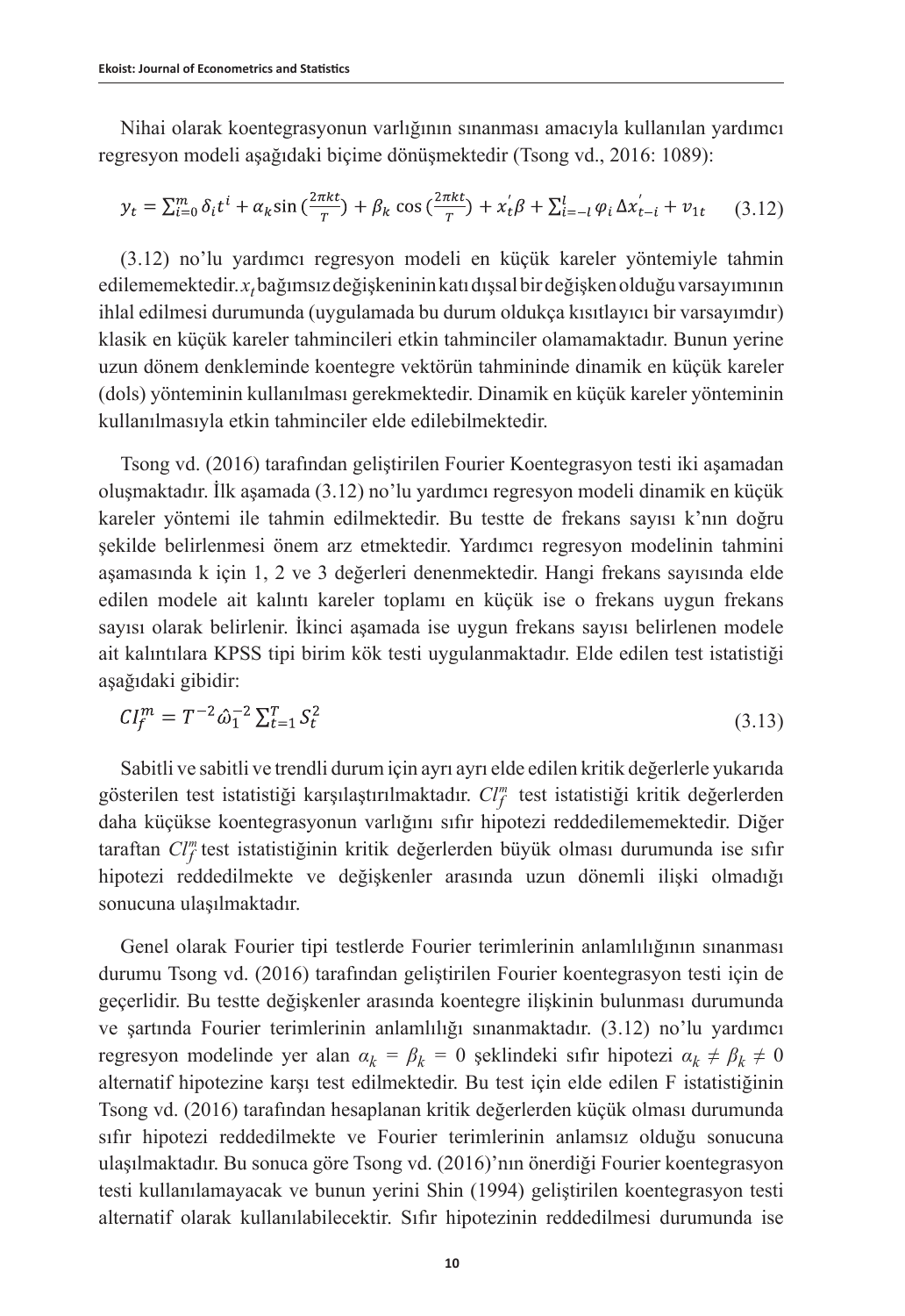Nihai olarak koentegrasyonun varlığının sınanması amacıyla kullanılan yardımcı regresyon modeli aşağıdaki biçime dönüşmektedir (Tsong vd., 2016: 1089):

$$y_t = \sum_{i=0}^{m} \delta_i t^i + \alpha_k \sin\left(\frac{2\pi kt}{T}\right) + \beta_k \cos\left(\frac{2\pi kt}{T}\right) + x_t^{'}\beta + \sum_{i=-l}^{l} \varphi_i \Delta x_{t-i}^{'} + v_{1t} \quad (3.12)$$

(3.12) no'lu yardımcı regresyon modeli en küçük kareler yöntemiyle tahmin edilememektedir. $x_t$ bağımsız değişkeninin katı dışsal bir değişken olduğu varsayımının ihlal edilmesi durumunda (uygulamada bu durum oldukça kısıtlayıcı bir varsayımdır) klasik en küçük kareler tahmincileri etkin tahminciler olamamaktadır. Bunun yerine uzun dönem denkleminde koentegre vektörün tahmininde dinamik en küçük kareler (dols) yönteminin kullanılması gerekmektedir. Dinamik en küçük kareler yönteminin kullanılmasıyla etkin tahminciler elde edilebilmektedir.

Tsong vd. (2016) tarafından geliştirilen Fourier Koentegrasyon testi iki aşamadan oluşmaktadır. İlk aşamada (3.12) no'lu yardımcı regresyon modeli dinamik en küçük kareler yöntemi ile tahmin edilmektedir. Bu testte de frekans sayısı k'nın doğru şekilde belirlenmesi önem arz etmektedir. Yardımcı regresyon modelinin tahmini aşamasında k için 1, 2 ve 3 değerleri denenmektedir. Hangi frekans sayısında elde edilen modele ait kalıntı kareler toplamı en küçük ise o frekans uygun frekans sayısı olarak belirlenir. İkinci aşamada ise uygun frekans sayısı belirlenen modele ait kalıntılara KPSS tipi birim kök testi uygulanmaktadır. Elde edilen test istatistiği aşağıdaki gibidir:

$$CI_f^m = T^{-2} \hat{\omega}_1^{-2} \sum_{t=1}^{T} S_t^2 \quad (3.13)$$

Sabitli ve sabitli ve trendli durum için ayrı ayrı elde edilen kritik değerlerle yukarıda gösterilen test istatistiği karşılaştırılmaktadır. $Cl_f^m$ test istatistiği kritik değerlerden daha küçükse koentegrasyonun varlığını sıfır hipotezi reddedilememektedir. Diğer taraftan $Cl_f^m$ test istatistiğinin kritik değerlerden büyük olması durumunda ise sıfır hipotezi reddedilmekte ve değişkenler arasında uzun dönemli ilişki olmadığı sonucuna ulaşılmaktadır.

Genel olarak Fourier tipi testlerde Fourier terimlerinin anlamlılığının sınanması durumu Tsong vd. (2016) tarafından geliştirilen Fourier koentegrasyon testi için de geçerlidir. Bu testte değişkenler arasında koentegre ilişkinin bulunması durumunda ve şartında Fourier terimlerinin anlamlılığı sınanmaktadır. (3.12) no'lu yardımcı regresyon modelinde yer alan $\alpha_k = \beta_k = 0$ şeklindeki sıfır hipotezi $\alpha_k \neq \beta_k \neq 0$ alternatif hipotezine karşı test edilmektedir. Bu test için elde edilen F istatistiğinin Tsong vd. (2016) tarafından hesaplanan kritik değerlerden küçük olması durumunda sıfır hipotezi reddedilmekte ve Fourier terimlerinin anlamsız olduğu sonucuna ulaşılmaktadır. Bu sonuca göre Tsong vd. (2016)'nın önerdiği Fourier koentegrasyon testi kullanılamayacak ve bunun yerini Shin (1994) geliştirilen koentegrasyon testi alternatif olarak kullanılabilecektir. Sıfır hipotezinin reddedilmesi durumunda ise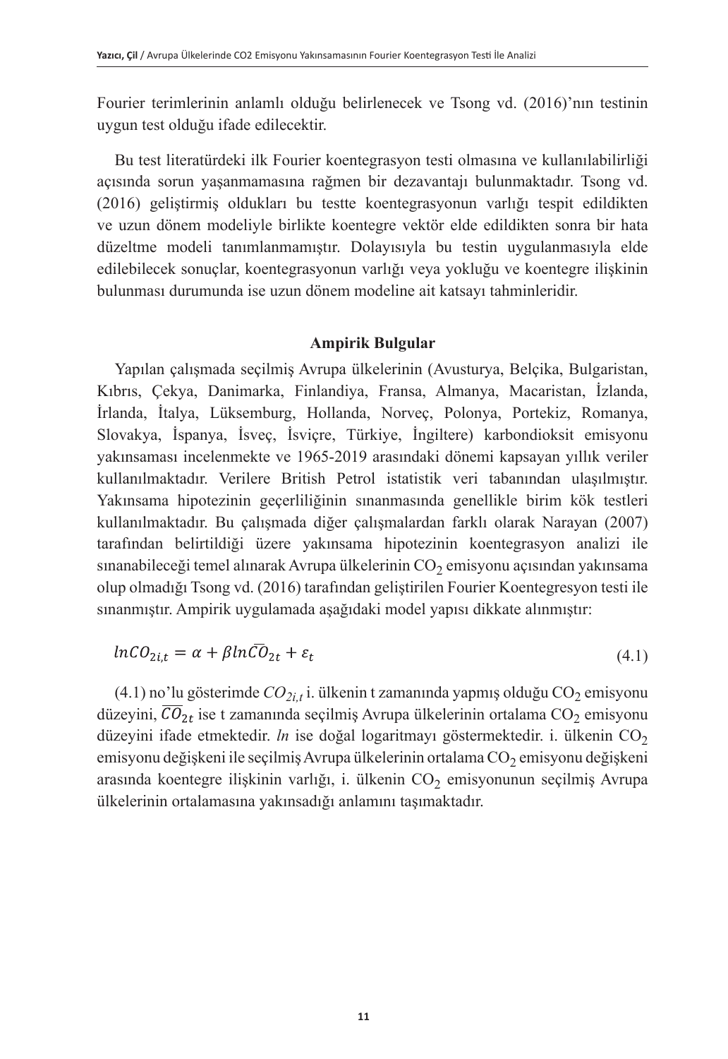Fourier terimlerinin anlamlı olduğu belirlenecek ve Tsong vd. (2016)'nın testinin uygun test olduğu ifade edilecektir.

Bu test literatürdeki ilk Fourier koentegrasyon testi olmasına ve kullanılabilirliği açısında sorun yaşanmamasına rağmen bir dezavantajı bulunmaktadır. Tsong vd. (2016) geliştirmiş oldukları bu testte koentegrasyonun varlığı tespit edildikten ve uzun dönem modeliyle birlikte koentegre vektör elde edildikten sonra bir hata düzeltme modeli tanımlanmamıştır. Dolayısıyla bu testin uygulanmasıyla elde edilebilecek sonuçlar, koentegrasyonun varlığı veya yokluğu ve koentegre ilişkinin bulunması durumunda ise uzun dönem modeline ait katsayı tahminleridir.

## Ampirik Bulgular

Yapılan çalışmada seçilmiş Avrupa ülkelerinin (Avusturya, Belçika, Bulgaristan, Kıbrıs, Çekya, Danimarka, Finlandiya, Fransa, Almanya, Macaristan, İzlanda, İrlanda, İtalya, Lüksemburg, Hollanda, Norveç, Polonya, Portekiz, Romanya, Slovakya, İspanya, İsveç, İsviçre, Türkiye, İngiltere) karbondioksit emisyonu yakınsaması incelenmekte ve 1965-2019 arasındaki dönemi kapsayan yıllık veriler kullanılmaktadır. Verilere British Petrol istatistik veri tabanından ulaşılmıştır. Yakınsama hipotezinin geçerliliğinin sınanmasında genellikle birim kök testleri kullanılmaktadır. Bu çalışmada diğer çalışmalardan farklı olarak Narayan (2007) tarafından belirtildiği üzere yakınsama hipotezinin koentegrasyon analizi ile sınanabileceği temel alınarak Avrupa ülkelerinin $CO_2$ emisyonu açısından yakınsama olup olmadığı Tsong vd. (2016) tarafından geliştirilen Fourier Koentegresyon testi ile sınanmıştır. Ampirik uygulamada aşağıdaki model yapısı dikkate alınmıştır:

$$lnCO_{2i,t} = \alpha + \beta ln\overline{CO}_{2t} + \varepsilon_t \tag{4.1}$$

(4.1) no'lu gösterimde $CO_{2i,t}$ i. ülkenin t zamanında yapmış olduğu $CO_2$ emisyonu düzeyini, $\overline{CO}_{2t}$ ise t zamanında seçilmiş Avrupa ülkelerinin ortalama $CO_2$ emisyonu düzeyini ifade etmektedir. *ln* ise doğal logaritmayı göstermektedir. i. ülkenin $CO_2$ emisyonu değişkeni ile seçilmiş Avrupa ülkelerinin ortalama $CO_2$ emisyonu değişkeni arasında koentegre ilişkinin varlığı, i. ülkenin $CO_2$ emisyonunun seçilmiş Avrupa ülkelerinin ortalamasına yakınsadığı anlamını taşımaktadır.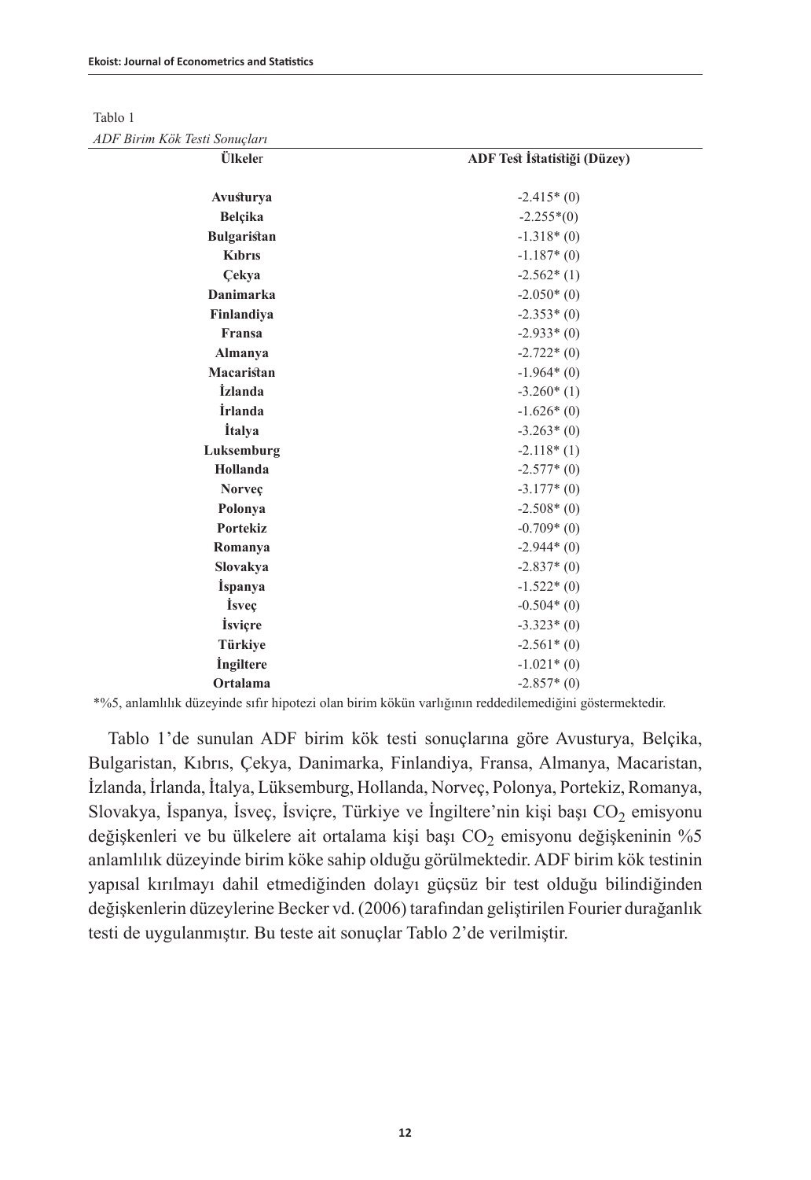Tablo 1

*ADF Birim Kök Testi Sonuçları*

| Ülkeler | ADF Test İstatistiği (Düzey) |
|---|---|
| **Avusturya** | -2.415* (0) |
| **Belçika** | -2.255*(0) |
| **Bulgaristan** | -1.318* (0) |
| **Kıbrıs** | -1.187* (0) |
| **Çekya** | -2.562* (1) |
| **Danimarka** | -2.050* (0) |
| **Finlandiya** | -2.353* (0) |
| **Fransa** | -2.933* (0) |
| **Almanya** | -2.722* (0) |
| **Macaristan** | -1.964* (0) |
| **İzlanda** | -3.260* (1) |
| **İrlanda** | -1.626* (0) |
| **İtalya** | -3.263* (0) |
| **Luksemburg** | -2.118* (1) |
| **Hollanda** | -2.577* (0) |
| **Norveç** | -3.177* (0) |
| **Polonya** | -2.508* (0) |
| **Portekiz** | -0.709* (0) |
| **Romanya** | -2.944* (0) |
| **Slovakya** | -2.837* (0) |
| **İspanya** | -1.522* (0) |
| **İsveç** | -0.504* (0) |
| **İsviçre** | -3.323* (0) |
| **Türkiye** | -2.561* (0) |
| **İngiltere** | -1.021* (0) |
| **Ortalama** | -2.857* (0) |

*%5, anlamlılık düzeyinde sıfır hipotezi olan birim kökün varlığının reddedilemediğini göstermektedir.

Tablo 1'de sunulan ADF birim kök testi sonuçlarına göre Avusturya, Belçika, Bulgaristan, Kıbrıs, Çekya, Danimarka, Finlandiya, Fransa, Almanya, Macaristan, İzlanda, İrlanda, İtalya, Lüksemburg, Hollanda, Norveç, Polonya, Portekiz, Romanya, Slovakya, İspanya, İsveç, İsviçre, Türkiye ve İngiltere'nin kişi başı $CO_2$ emisyonu değişkenleri ve bu ülkelere ait ortalama kişi başı $CO_2$ emisyonu değişkeninin %5 anlamlılık düzeyinde birim köke sahip olduğu görülmektedir. ADF birim kök testinin yapısal kırılmayı dahil etmediğinden dolayı güçsüz bir test olduğu bilindiğinden değişkenlerin düzeylerine Becker vd. (2006) tarafından geliştirilen Fourier durağanlık testi de uygulanmıştır. Bu teste ait sonuçlar Tablo 2'de verilmiştir.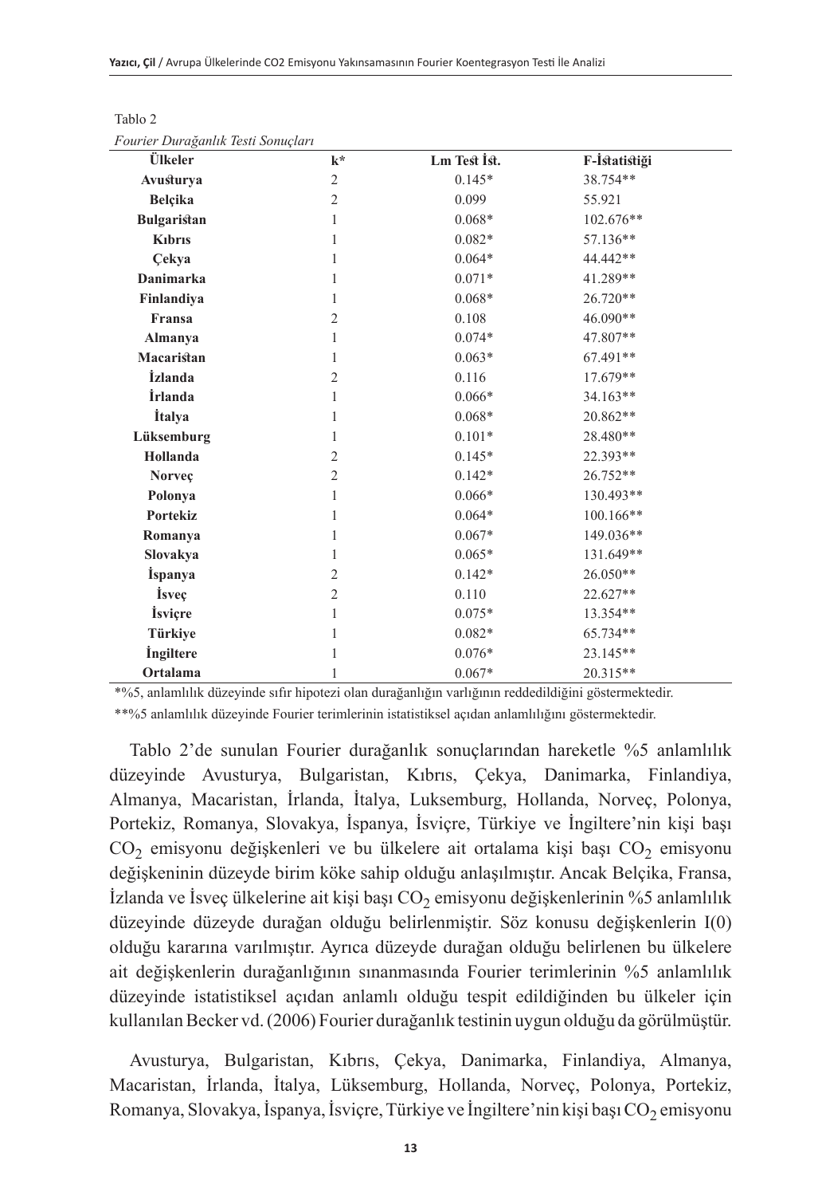Tablo 2

*Fourier Durağanlık Testi Sonuçları*

| Ülkeler | k* | Lm Test İst. | F-İstatistiği |
|---|---|---|---|
| Avusturya | 2 | 0.145* | 38.754** |
| Belçika | 2 | 0.099 | 55.921 |
| Bulgaristan | 1 | 0.068* | 102.676** |
| Kıbrıs | 1 | 0.082* | 57.136** |
| Çekya | 1 | 0.064* | 44.442** |
| Danimarka | 1 | 0.071* | 41.289** |
| Finlandiya | 1 | 0.068* | 26.720** |
| Fransa | 2 | 0.108 | 46.090** |
| Almanya | 1 | 0.074* | 47.807** |
| Macaristan | 1 | 0.063* | 67.491** |
| İzlanda | 2 | 0.116 | 17.679** |
| İrlanda | 1 | 0.066* | 34.163** |
| İtalya | 1 | 0.068* | 20.862** |
| Lüksemburg | 1 | 0.101* | 28.480** |
| Hollanda | 2 | 0.145* | 22.393** |
| Norveç | 2 | 0.142* | 26.752** |
| Polonya | 1 | 0.066* | 130.493** |
| Portekiz | 1 | 0.064* | 100.166** |
| Romanya | 1 | 0.067* | 149.036** |
| Slovakya | 1 | 0.065* | 131.649** |
| İspanya | 2 | 0.142* | 26.050** |
| İsveç | 2 | 0.110 | 22.627** |
| İsviçre | 1 | 0.075* | 13.354** |
| Türkiye | 1 | 0.082* | 65.734** |
| İngiltere | 1 | 0.076* | 23.145** |
| Ortalama | 1 | 0.067* | 20.315** |

*%5, anlamlılık düzeyinde sıfır hipotezi olan durağanlığın varlığının reddedildiğini göstermektedir.

**%5 anlamlılık düzeyinde Fourier terimlerinin istatistiksel açıdan anlamlılığını göstermektedir.

Tablo 2'de sunulan Fourier durağanlık sonuçlarından hareketle %5 anlamlılık düzeyinde Avusturya, Bulgaristan, Kıbrıs, Çekya, Danimarka, Finlandiya, Almanya, Macaristan, İrlanda, İtalya, Luksemburg, Hollanda, Norveç, Polonya, Portekiz, Romanya, Slovakya, İspanya, İsviçre, Türkiye ve İngiltere'nin kişi başı $CO_2$ emisyonu değişkenleri ve bu ülkelere ait ortalama kişi başı $CO_2$ emisyonu değişkeninin düzeyde birim köke sahip olduğu anlaşılmıştır. Ancak Belçika, Fransa, İzlanda ve İsveç ülkelerine ait kişi başı $CO_2$ emisyonu değişkenlerinin %5 anlamlılık düzeyinde düzeyde durağan olduğu belirlenmiştir. Söz konusu değişkenlerin I(0) olduğu kararına varılmıştır. Ayrıca düzeyde durağan olduğu belirlenen bu ülkelere ait değişkenlerin durağanlığının sınanmasında Fourier terimlerinin %5 anlamlılık düzeyinde istatistiksel açıdan anlamlı olduğu tespit edildiğinden bu ülkeler için kullanılan Becker vd. (2006) Fourier durağanlık testinin uygun olduğu da görülmüştür.

Avusturya, Bulgaristan, Kıbrıs, Çekya, Danimarka, Finlandiya, Almanya, Macaristan, İrlanda, İtalya, Lüksemburg, Hollanda, Norveç, Polonya, Portekiz, Romanya, Slovakya, İspanya, İsviçre, Türkiye ve İngiltere'nin kişi başı $CO_2$ emisyonu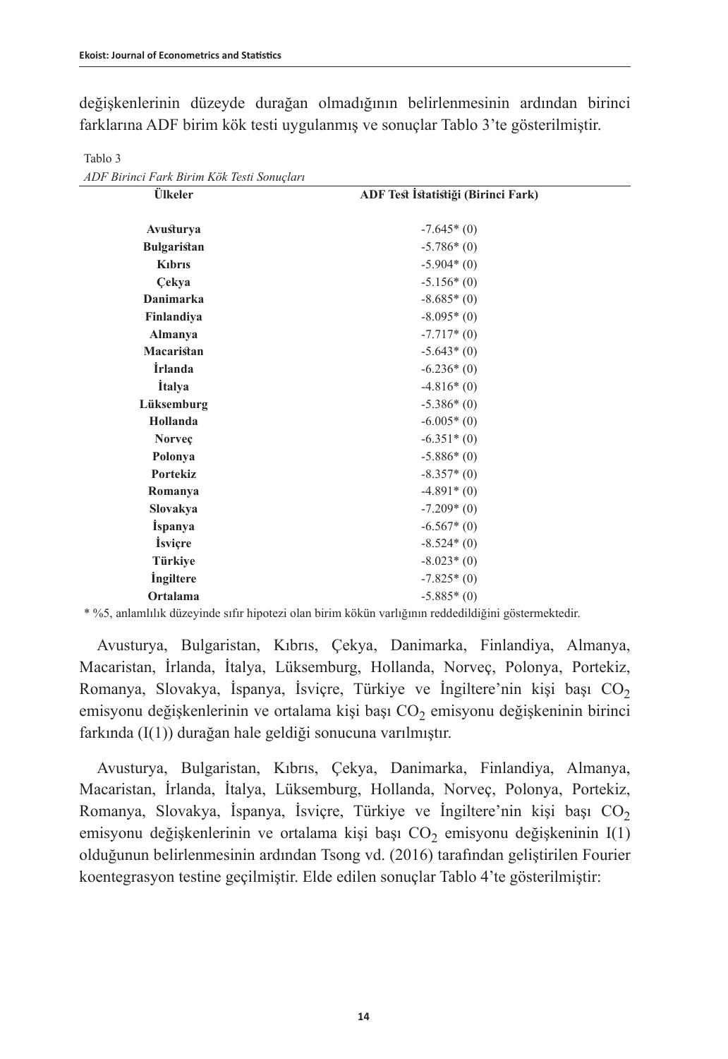değişkenlerinin düzeyde durağan olmadığının belirlenmesinin ardından birinci farklarına ADF birim kök testi uygulanmış ve sonuçlar Tablo 3'te gösterilmiştir.

Tablo 3

*ADF Birinci Fark Birim Kök Testi Sonuçları*

| Ülkeler | ADF Test İstatistiği (Birinci Fark) |
|---|---|
| **Avusturya** | -7.645* (0) |
| **Bulgaristan** | -5.786* (0) |
| **Kıbrıs** | -5.904* (0) |
| **Çekya** | -5.156* (0) |
| **Danimarka** | -8.685* (0) |
| **Finlandiya** | -8.095* (0) |
| **Almanya** | -7.717* (0) |
| **Macaristan** | -5.643* (0) |
| **İrlanda** | -6.236* (0) |
| **İtalya** | -4.816* (0) |
| **Lüksemburg** | -5.386* (0) |
| **Hollanda** | -6.005* (0) |
| **Norveç** | -6.351* (0) |
| **Polonya** | -5.886* (0) |
| **Portekiz** | -8.357* (0) |
| **Romanya** | -4.891* (0) |
| **Slovakya** | -7.209* (0) |
| **İspanya** | -6.567* (0) |
| **İsviçre** | -8.524* (0) |
| **Türkiye** | -8.023* (0) |
| **İngiltere** | -7.825* (0) |
| **Ortalama** | -5.885* (0) |

* %5, anlamlılık düzeyinde sıfır hipotezi olan birim kökün varlığının reddedildiğini göstermektedir.

Avusturya, Bulgaristan, Kıbrıs, Çekya, Danimarka, Finlandiya, Almanya, Macaristan, İrlanda, İtalya, Lüksemburg, Hollanda, Norveç, Polonya, Portekiz, Romanya, Slovakya, İspanya, İsviçre, Türkiye ve İngiltere'nin kişi başı $CO_2$ emisyonu değişkenlerinin ve ortalama kişi başı $CO_2$ emisyonu değişkeninin birinci farkında (I(1)) durağan hale geldiği sonucuna varılmıştır.

Avusturya, Bulgaristan, Kıbrıs, Çekya, Danimarka, Finlandiya, Almanya, Macaristan, İrlanda, İtalya, Lüksemburg, Hollanda, Norveç, Polonya, Portekiz, Romanya, Slovakya, İspanya, İsviçre, Türkiye ve İngiltere'nin kişi başı $CO_2$ emisyonu değişkenlerinin ve ortalama kişi başı $CO_2$ emisyonu değişkeninin I(1) olduğunun belirlenmesinin ardından Tsong vd. (2016) tarafından geliştirilen Fourier koentegrasyon testine geçilmiştir. Elde edilen sonuçlar Tablo 4'te gösterilmiştir: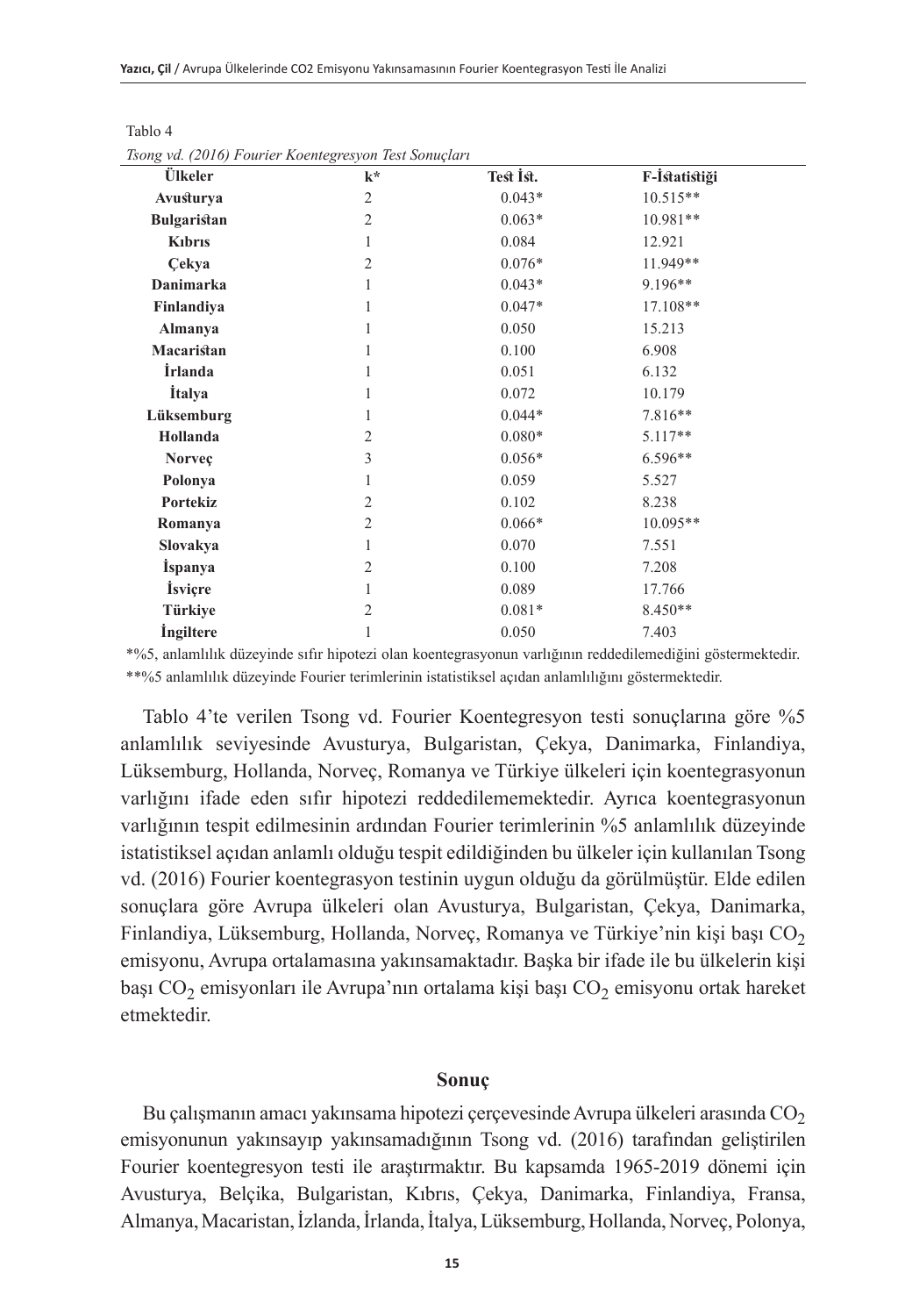Tablo 4

*Tsong vd. (2016) Fourier Koentegresyon Test Sonuçları*

| Ülkeler | k* | Test İst. | F-İstatistiği |
|---|---|---|---|
| **Avusturya** | 2 | 0.043* | 10.515** |
| **Bulgaristan** | 2 | 0.063* | 10.981** |
| **Kıbrıs** | 1 | 0.084 | 12.921 |
| **Çekya** | 2 | 0.076* | 11.949** |
| **Danimarka** | 1 | 0.043* | 9.196** |
| **Finlandiya** | 1 | 0.047* | 17.108** |
| **Almanya** | 1 | 0.050 | 15.213 |
| **Macaristan** | 1 | 0.100 | 6.908 |
| **İrlanda** | 1 | 0.051 | 6.132 |
| **İtalya** | 1 | 0.072 | 10.179 |
| **Lüksemburg** | 1 | 0.044* | 7.816** |
| **Hollanda** | 2 | 0.080* | 5.117** |
| **Norveç** | 3 | 0.056* | 6.596** |
| **Polonya** | 1 | 0.059 | 5.527 |
| **Portekiz** | 2 | 0.102 | 8.238 |
| **Romanya** | 2 | 0.066* | 10.095** |
| **Slovakya** | 1 | 0.070 | 7.551 |
| **İspanya** | 2 | 0.100 | 7.208 |
| **İsviçre** | 1 | 0.089 | 17.766 |
| **Türkiye** | 2 | 0.081* | 8.450** |
| **İngiltere** | 1 | 0.050 | 7.403 |

*%5, anlamlılık düzeyinde sıfır hipotezi olan koentegrasyonun varlığının reddedilemediğini göstermektedir.
**%5 anlamlılık düzeyinde Fourier terimlerinin istatistiksel açıdan anlamlılığını göstermektedir.

Tablo 4'te verilen Tsong vd. Fourier Koentegresyon testi sonuçlarına göre %5 anlamlılık seviyesinde Avusturya, Bulgaristan, Çekya, Danimarka, Finlandiya, Lüksemburg, Hollanda, Norveç, Romanya ve Türkiye ülkeleri için koentegrasyonun varlığını ifade eden sıfır hipotezi reddedilememektedir. Ayrıca koentegrasyonun varlığının tespit edilmesinin ardından Fourier terimlerinin %5 anlamlılık düzeyinde istatistiksel açıdan anlamlı olduğu tespit edildiğinden bu ülkeler için kullanılan Tsong vd. (2016) Fourier koentegrasyon testinin uygun olduğu da görülmüştür. Elde edilen sonuçlara göre Avrupa ülkeleri olan Avusturya, Bulgaristan, Çekya, Danimarka, Finlandiya, Lüksemburg, Hollanda, Norveç, Romanya ve Türkiye'nin kişi başı $CO_2$ emisyonu, Avrupa ortalamasına yakınsamaktadır. Başka bir ifade ile bu ülkelerin kişi başı $CO_2$ emisyonları ile Avrupa'nın ortalama kişi başı $CO_2$ emisyonu ortak hareket etmektedir.

## Sonuç

Bu çalışmanın amacı yakınsama hipotezi çerçevesinde Avrupa ülkeleri arasında $CO_2$ emisyonunun yakınsayıp yakınsamadığının Tsong vd. (2016) tarafından geliştirilen Fourier koentegresyon testi ile araştırmaktır. Bu kapsamda 1965-2019 dönemi için Avusturya, Belçika, Bulgaristan, Kıbrıs, Çekya, Danimarka, Finlandiya, Fransa, Almanya, Macaristan, İzlanda, İrlanda, İtalya, Lüksemburg, Hollanda, Norveç, Polonya,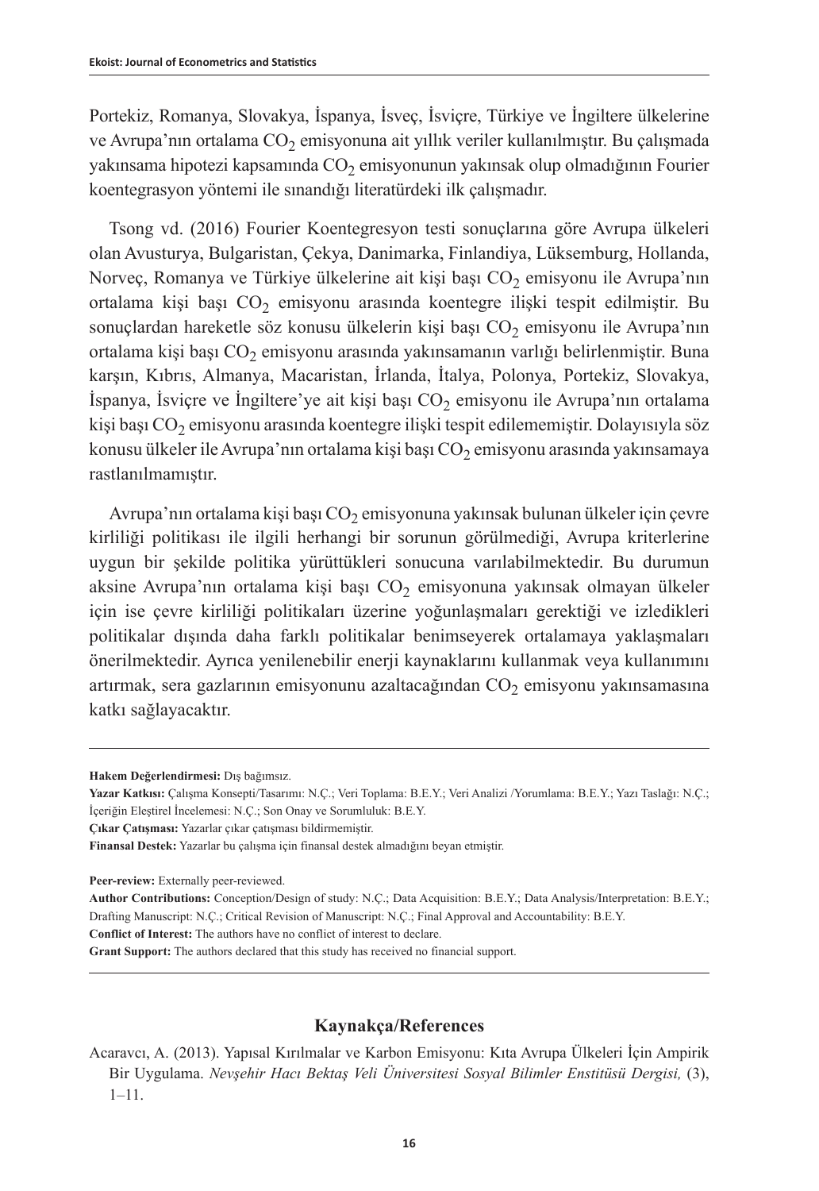Portekiz, Romanya, Slovakya, İspanya, İsveç, İsviçre, Türkiye ve İngiltere ülkelerine ve Avrupa'nın ortalama $CO_2$ emisyonuna ait yıllık veriler kullanılmıştır. Bu çalışmada yakınsama hipotezi kapsamında $CO_2$ emisyonunun yakınsak olup olmadığının Fourier koentegrasyon yöntemi ile sınandığı literatürdeki ilk çalışmadır.

Tsong vd. (2016) Fourier Koentegresyon testi sonuçlarına göre Avrupa ülkeleri olan Avusturya, Bulgaristan, Çekya, Danimarka, Finlandiya, Lüksemburg, Hollanda, Norveç, Romanya ve Türkiye ülkelerine ait kişi başı $CO_2$ emisyonu ile Avrupa'nın ortalama kişi başı $CO_2$ emisyonu arasında koentegre ilişki tespit edilmiştir. Bu sonuçlardan hareketle söz konusu ülkelerin kişi başı $CO_2$ emisyonu ile Avrupa'nın ortalama kişi başı $CO_2$ emisyonu arasında yakınsamanın varlığı belirlenmiştir. Buna karşın, Kıbrıs, Almanya, Macaristan, İrlanda, İtalya, Polonya, Portekiz, Slovakya, İspanya, İsviçre ve İngiltere'ye ait kişi başı $CO_2$ emisyonu ile Avrupa'nın ortalama kişi başı $CO_2$ emisyonu arasında koentegre ilişki tespit edilememiştir. Dolayısıyla söz konusu ülkeler ile Avrupa'nın ortalama kişi başı $CO_2$ emisyonu arasında yakınsamaya rastlanılmamıştır.

Avrupa'nın ortalama kişi başı $CO_2$ emisyonuna yakınsak bulunan ülkeler için çevre kirliliği politikası ile ilgili herhangi bir sorunun görülmediği, Avrupa kriterlerine uygun bir şekilde politika yürüttükleri sonucuna varılabilmektedir. Bu durumun aksine Avrupa'nın ortalama kişi başı $CO_2$ emisyonuna yakınsak olmayan ülkeler için ise çevre kirliliği politikaları üzerine yoğunlaşmaları gerektiği ve izledikleri politikalar dışında daha farklı politikalar benimseyerek ortalamaya yaklaşmaları önerilmektedir. Ayrıca yenilenebilir enerji kaynaklarını kullanmak veya kullanımını artırmak, sera gazlarının emisyonunu azaltacağından $CO_2$ emisyonu yakınsamasına katkı sağlayacaktır.

---

**Hakem Değerlendirmesi:** Dış bağımsız.

**Yazar Katkısı:** Çalışma Konsepti/Tasarımı: N.Ç.; Veri Toplama: B.E.Y.; Veri Analizi /Yorumlama: B.E.Y.; Yazı Taslağı: N.Ç.; İçeriğin Eleştirel İncelemesi: N.Ç.; Son Onay ve Sorumluluk: B.E.Y.

**Çıkar Çatışması:** Yazarlar çıkar çatışması bildirmemiştir.

**Finansal Destek:** Yazarlar bu çalışma için finansal destek almadığını beyan etmiştir.

**Peer-review:** Externally peer-reviewed.

**Author Contributions:** Conception/Design of study: N.Ç.; Data Acquisition: B.E.Y.; Data Analysis/Interpretation: B.E.Y.; Drafting Manuscript: N.Ç.; Critical Revision of Manuscript: N.Ç.; Final Approval and Accountability: B.E.Y.

**Conflict of Interest:** The authors have no conflict of interest to declare.

**Grant Support:** The authors declared that this study has received no financial support.

---

## Kaynakça/References

Acaravcı, A. (2013). Yapısal Kırılmalar ve Karbon Emisyonu: Kıta Avrupa Ülkeleri İçin Ampirik Bir Uygulama. *Nevşehir Hacı Bektaş Veli Üniversitesi Sosyal Bilimler Enstitüsü Dergisi,* (3), 1–11.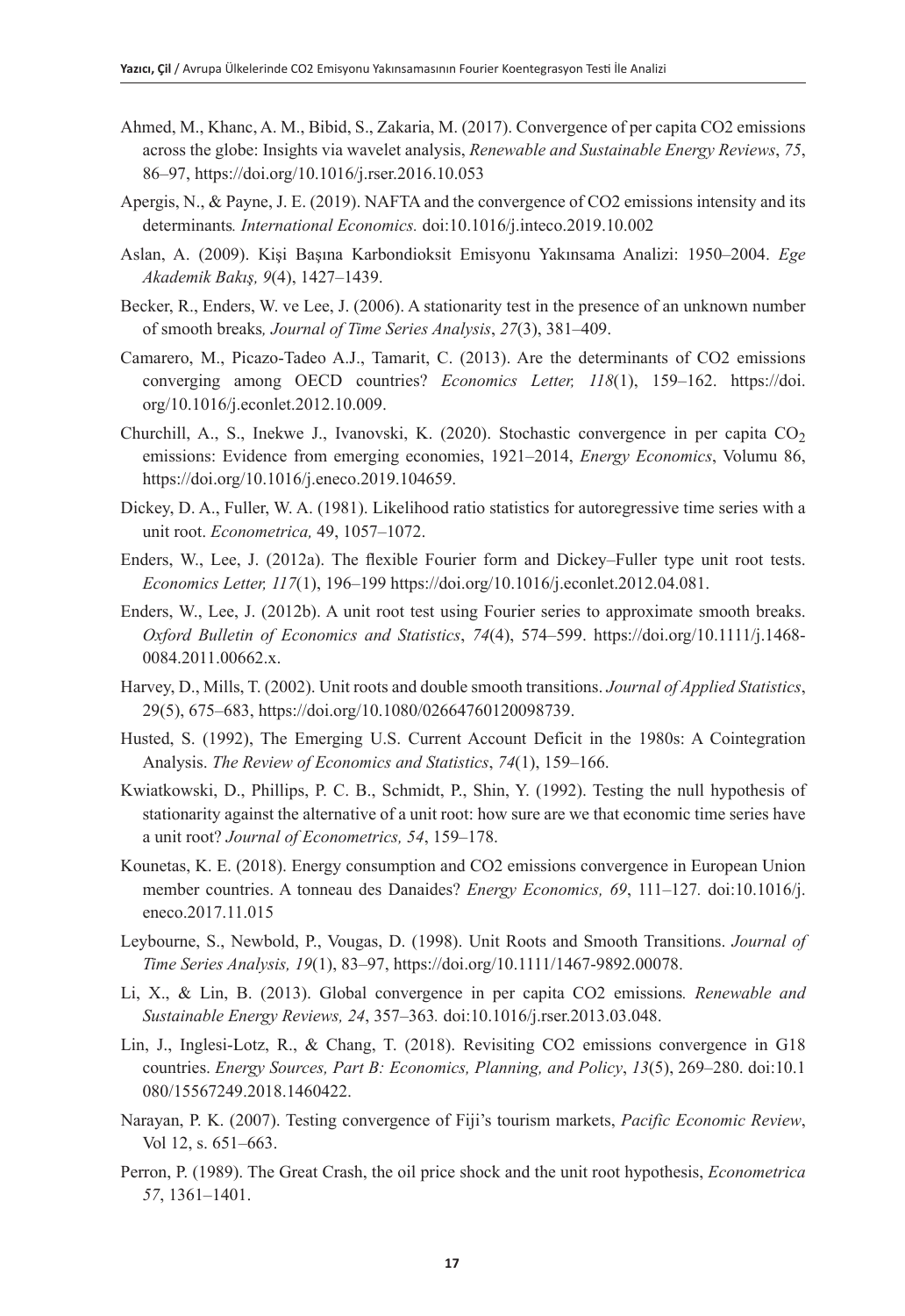Ahmed, M., Khanc, A. M., Bibid, S., Zakaria, M. (2017). Convergence of per capita CO2 emissions across the globe: Insights via wavelet analysis, *Renewable and Sustainable Energy Reviews*, *75*, 86–97, https://doi.org/10.1016/j.rser.2016.10.053

Apergis, N., & Payne, J. E. (2019). NAFTA and the convergence of CO2 emissions intensity and its determinants*. International Economics.* doi:10.1016/j.inteco.2019.10.002

Aslan, A. (2009). Kişi Başına Karbondioksit Emisyonu Yakınsama Analizi: 1950–2004. *Ege Akademik Bakış, 9*(4), 1427–1439.

Becker, R., Enders, W. ve Lee, J. (2006). A stationarity test in the presence of an unknown number of smooth breaks*, Journal of Time Series Analysis*, *27*(3), 381–409.

Camarero, M., Picazo-Tadeo A.J., Tamarit, C. (2013). Are the determinants of CO2 emissions converging among OECD countries? *Economics Letter, 118*(1), 159–162. https://doi.org/10.1016/j.econlet.2012.10.009.

Churchill, A., S., Inekwe J., Ivanovski, K. (2020). Stochastic convergence in per capita $CO_2$ emissions: Evidence from emerging economies, 1921–2014, *Energy Economics*, Volumu 86, https://doi.org/10.1016/j.eneco.2019.104659.

Dickey, D. A., Fuller, W. A. (1981). Likelihood ratio statistics for autoregressive time series with a unit root. *Econometrica,* 49, 1057–1072.

Enders, W., Lee, J. (2012a). The flexible Fourier form and Dickey–Fuller type unit root tests. *Economics Letter, 117*(1), 196–199 https://doi.org/10.1016/j.econlet.2012.04.081.

Enders, W., Lee, J. (2012b). A unit root test using Fourier series to approximate smooth breaks. *Oxford Bulletin of Economics and Statistics*, *74*(4), 574–599. https://doi.org/10.1111/j.1468-0084.2011.00662.x.

Harvey, D., Mills, T. (2002). Unit roots and double smooth transitions. *Journal of Applied Statistics*, 29(5), 675–683, https://doi.org/10.1080/02664760120098739.

Husted, S. (1992), The Emerging U.S. Current Account Deficit in the 1980s: A Cointegration Analysis. *The Review of Economics and Statistics*, *74*(1), 159–166.

Kwiatkowski, D., Phillips, P. C. B., Schmidt, P., Shin, Y. (1992). Testing the null hypothesis of stationarity against the alternative of a unit root: how sure are we that economic time series have a unit root? *Journal of Econometrics, 54*, 159–178.

Kounetas, K. E. (2018). Energy consumption and CO2 emissions convergence in European Union member countries. A tonneau des Danaides? *Energy Economics, 69*, 111–127*.* doi:10.1016/j.eneco.2017.11.015

Leybourne, S., Newbold, P., Vougas, D. (1998). Unit Roots and Smooth Transitions. *Journal of Time Series Analysis, 19*(1), 83–97, https://doi.org/10.1111/1467-9892.00078.

Li, X., & Lin, B. (2013). Global convergence in per capita CO2 emissions*. Renewable and Sustainable Energy Reviews, 24*, 357–363*.* doi:10.1016/j.rser.2013.03.048.

Lin, J., Inglesi-Lotz, R., & Chang, T. (2018). Revisiting CO2 emissions convergence in G18 countries. *Energy Sources, Part B: Economics, Planning, and Policy*, *13*(5), 269–280. doi:10.1080/15567249.2018.1460422.

Narayan, P. K. (2007). Testing convergence of Fiji's tourism markets, *Pacific Economic Review*, Vol 12, s. 651–663.

Perron, P. (1989). The Great Crash, the oil price shock and the unit root hypothesis, *Econometrica 57*, 1361–1401.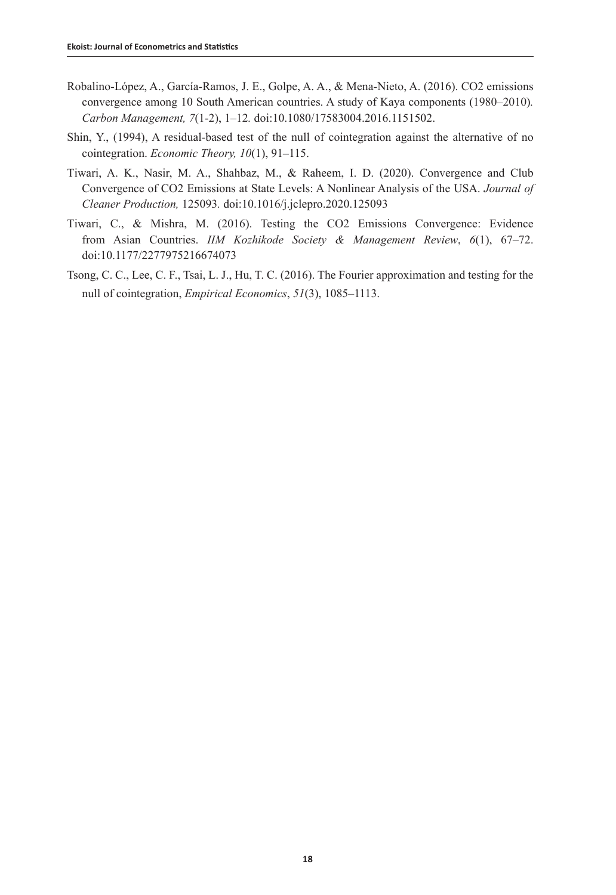Robalino-López, A., García-Ramos, J. E., Golpe, A. A., & Mena-Nieto, A. (2016). CO2 emissions convergence among 10 South American countries. A study of Kaya components (1980–2010). *Carbon Management, 7*(1-2), 1–12. doi:10.1080/17583004.2016.1151502.

Shin, Y., (1994), A residual-based test of the null of cointegration against the alternative of no cointegration. *Economic Theory, 10*(1), 91–115.

Tiwari, A. K., Nasir, M. A., Shahbaz, M., & Raheem, I. D. (2020). Convergence and Club Convergence of CO2 Emissions at State Levels: A Nonlinear Analysis of the USA. *Journal of Cleaner Production,* 125093. doi:10.1016/j.jclepro.2020.125093

Tiwari, C., & Mishra, M. (2016). Testing the CO2 Emissions Convergence: Evidence from Asian Countries. *IIM Kozhikode Society & Management Review*, *6*(1), 67–72. doi:10.1177/2277975216674073

Tsong, C. C., Lee, C. F., Tsai, L. J., Hu, T. C. (2016). The Fourier approximation and testing for the null of cointegration, *Empirical Economics*, *51*(3), 1085–1113.